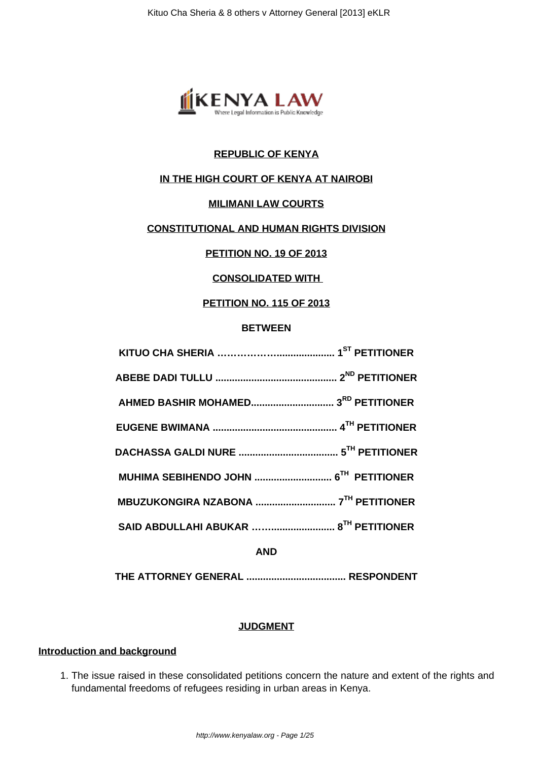**REPUBLIC OF KENYA**

**IN THE HIGH COURT OF KENYA AT NAIROBI**

**MILIMANI LAW COURTS**

**CONSTITUTIONAL AND HUMAN RIGHTS DIVISION**

**PETITION NO. 19 OF 2013**

**CONSOLIDATED WITH**

**PETITION NO. 115 OF 2013**

**BETWEEN**

**KITUO CHA SHERIA ………………..................... 1ST PETITIONER**

**ABEBE DADI TULLU ........................................... 2ND PETITIONER**

**AHMED BASHIR MOHAMED.............................. 3RD PETITIONER**

**EUGENE BWIMANA ............................................ 4TH PETITIONER**

**DACHASSA GALDI NURE ................................... 5TH PETITIONER**

**MUHIMA SEBIHENDO JOHN ............................ 6TH PETITIONER**

**MBUZUKONGIRA NZABONA ............................. 7TH PETITIONER**

**SAID ABDULLAHI ABUKAR ……...................... 8TH PETITIONER**

**AND**

**THE ATTORNEY GENERAL .................................. RESPONDENT**

**JUDGMENT**

**Introduction and background**

1. The issue raised in these consolidated petitions concern the nature and extent of the rights and fundamental freedoms of refugees residing in urban areas in Kenya.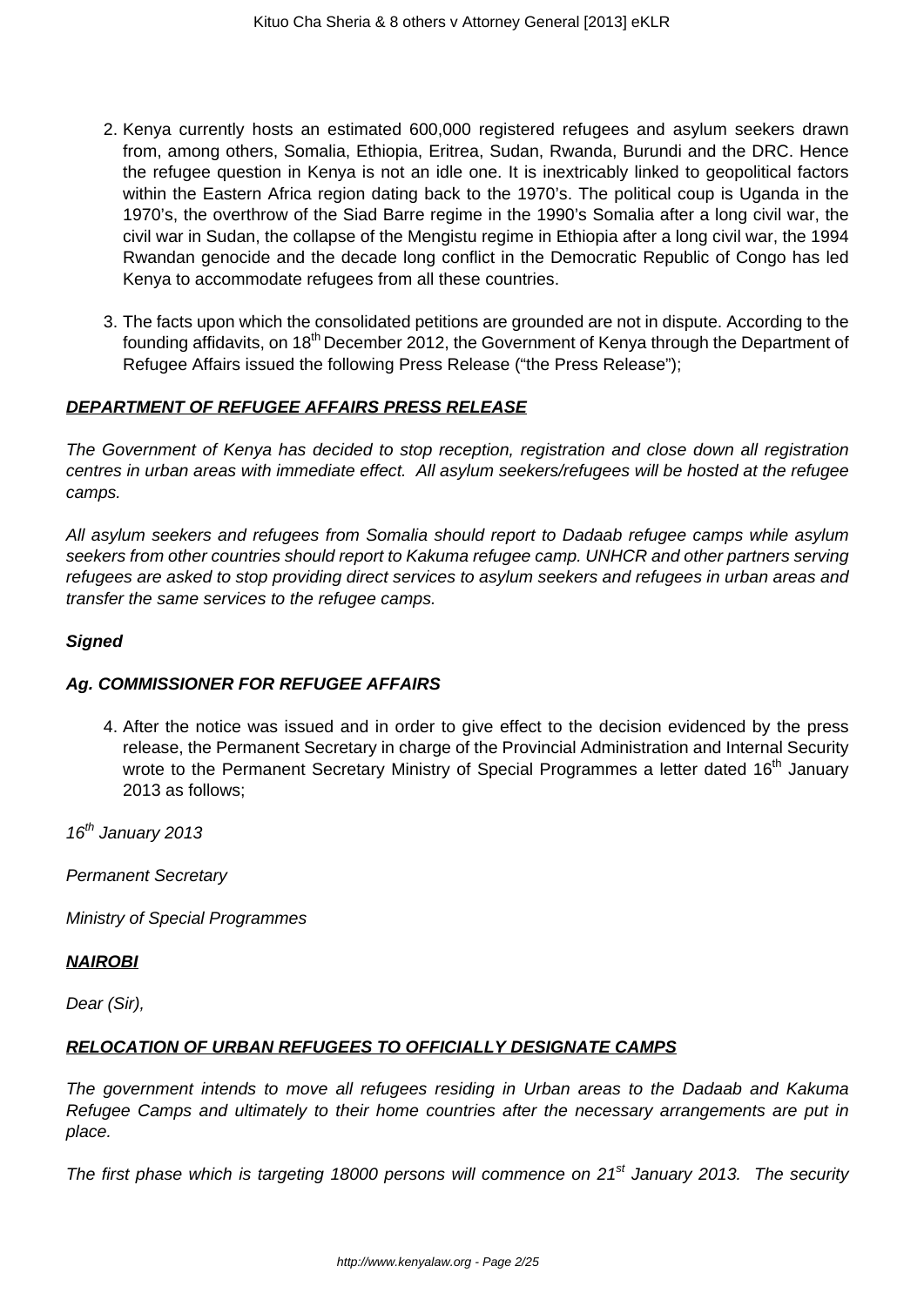2. Kenya currently hosts an estimated 600,000 registered refugees and asylum seekers drawn from, among others, Somalia, Ethiopia, Eritrea, Sudan, Rwanda, Burundi and the DRC. Hence the refugee question in Kenya is not an idle one. It is inextricably linked to geopolitical factors within the Eastern Africa region dating back to the 1970's. The political coup is Uganda in the 1970's, the overthrow of the Siad Barre regime in the 1990's Somalia after a long civil war, the civil war in Sudan, the collapse of the Mengistu regime in Ethiopia after a long civil war, the 1994 Rwandan genocide and the decade long conflict in the Democratic Republic of Congo has led Kenya to accommodate refugees from all these countries.

3. The facts upon which the consolidated petitions are grounded are not in dispute. According to the founding affidavits, on 18th December 2012, the Government of Kenya through the Department of Refugee Affairs issued the following Press Release ("the Press Release");

***DEPARTMENT OF REFUGEE AFFAIRS PRESS RELEASE***

*The Government of Kenya has decided to stop reception, registration and close down all registration centres in urban areas with immediate effect. All asylum seekers/refugees will be hosted at the refugee camps.*

*All asylum seekers and refugees from Somalia should report to Dadaab refugee camps while asylum seekers from other countries should report to Kakuma refugee camp. UNHCR and other partners serving refugees are asked to stop providing direct services to asylum seekers and refugees in urban areas and transfer the same services to the refugee camps.*

***Signed***

***Ag. COMMISSIONER FOR REFUGEE AFFAIRS***

4. After the notice was issued and in order to give effect to the decision evidenced by the press release, the Permanent Secretary in charge of the Provincial Administration and Internal Security wrote to the Permanent Secretary Ministry of Special Programmes a letter dated 16th January 2013 as follows;

*16th January 2013*

*Permanent Secretary*

*Ministry of Special Programmes*

***NAIROBI***

*Dear (Sir),*

***RELOCATION OF URBAN REFUGEES TO OFFICIALLY DESIGNATE CAMPS***

*The government intends to move all refugees residing in Urban areas to the Dadaab and Kakuma Refugee Camps and ultimately to their home countries after the necessary arrangements are put in place.*

*The first phase which is targeting 18000 persons will commence on 21st January 2013. The security*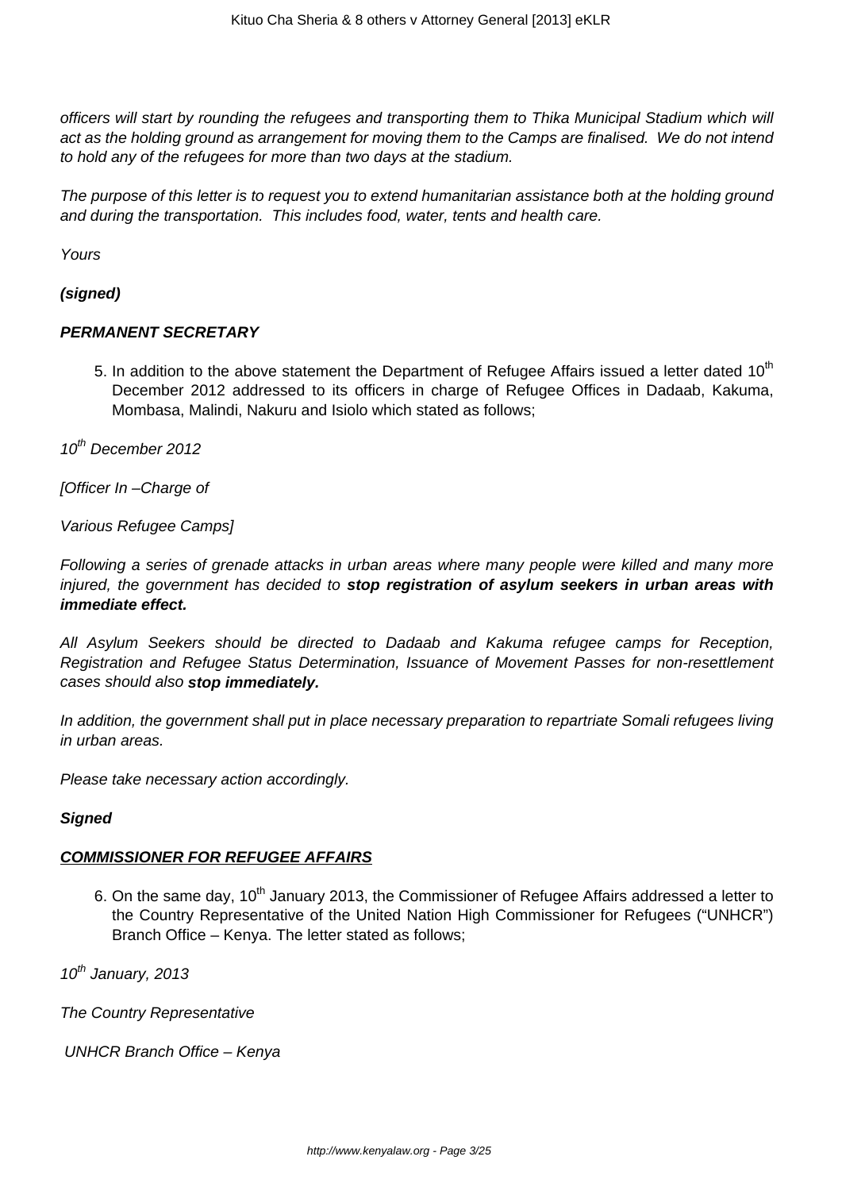*officers will start by rounding the refugees and transporting them to Thika Municipal Stadium which will act as the holding ground as arrangement for moving them to the Camps are finalised. We do not intend to hold any of the refugees for more than two days at the stadium.*

*The purpose of this letter is to request you to extend humanitarian assistance both at the holding ground and during the transportation. This includes food, water, tents and health care.*

*Yours*

***(signed)***

***PERMANENT SECRETARY***

5. In addition to the above statement the Department of Refugee Affairs issued a letter dated 10th December 2012 addressed to its officers in charge of Refugee Offices in Dadaab, Kakuma, Mombasa, Malindi, Nakuru and Isiolo which stated as follows;

*10th December 2012*

*[Officer In –Charge of*

*Various Refugee Camps]*

*Following a series of grenade attacks in urban areas where many people were killed and many more injured, the government has decided to* ***stop registration of asylum seekers in urban areas with immediate effect.***

*All Asylum Seekers should be directed to Dadaab and Kakuma refugee camps for Reception, Registration and Refugee Status Determination, Issuance of Movement Passes for non-resettlement cases should also* ***stop immediately.***

*In addition, the government shall put in place necessary preparation to repartriate Somali refugees living in urban areas.*

*Please take necessary action accordingly.*

***Signed***

***COMMISSIONER FOR REFUGEE AFFAIRS***

6. On the same day, 10th January 2013, the Commissioner of Refugee Affairs addressed a letter to the Country Representative of the United Nation High Commissioner for Refugees ("UNHCR") Branch Office – Kenya. The letter stated as follows;

*10th January, 2013*

*The Country Representative*

*UNHCR Branch Office – Kenya*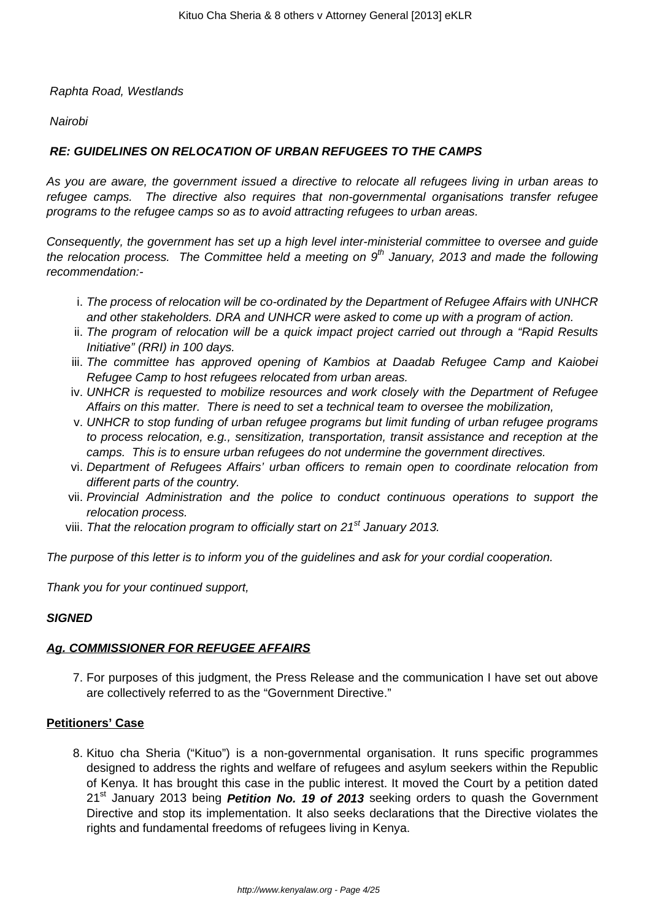*Raphta Road, Westlands*

*Nairobi*

***RE: GUIDELINES ON RELOCATION OF URBAN REFUGEES TO THE CAMPS***

*As you are aware, the government issued a directive to relocate all refugees living in urban areas to refugee camps. The directive also requires that non-governmental organisations transfer refugee programs to the refugee camps so as to avoid attracting refugees to urban areas.*

*Consequently, the government has set up a high level inter-ministerial committee to oversee and guide the relocation process. The Committee held a meeting on 9th January, 2013 and made the following recommendation:-*

i. *The process of relocation will be co-ordinated by the Department of Refugee Affairs with UNHCR and other stakeholders. DRA and UNHCR were asked to come up with a program of action.*
ii. *The program of relocation will be a quick impact project carried out through a "Rapid Results Initiative" (RRI) in 100 days.*
iii. *The committee has approved opening of Kambios at Daadab Refugee Camp and Kaiobei Refugee Camp to host refugees relocated from urban areas.*
iv. *UNHCR is requested to mobilize resources and work closely with the Department of Refugee Affairs on this matter. There is need to set a technical team to oversee the mobilization,*
v. *UNHCR to stop funding of urban refugee programs but limit funding of urban refugee programs to process relocation, e.g., sensitization, transportation, transit assistance and reception at the camps. This is to ensure urban refugees do not undermine the government directives.*
vi. *Department of Refugees Affairs' urban officers to remain open to coordinate relocation from different parts of the country.*
vii. *Provincial Administration and the police to conduct continuous operations to support the relocation process.*
viii. *That the relocation program to officially start on 21st January 2013.*

*The purpose of this letter is to inform you of the guidelines and ask for your cordial cooperation.*

*Thank you for your continued support,*

***SIGNED***

***Ag. COMMISSIONER FOR REFUGEE AFFAIRS***

7. For purposes of this judgment, the Press Release and the communication I have set out above are collectively referred to as the "Government Directive."

**Petitioners' Case**

8. Kituo cha Sheria ("Kituo") is a non-governmental organisation. It runs specific programmes designed to address the rights and welfare of refugees and asylum seekers within the Republic of Kenya. It has brought this case in the public interest. It moved the Court by a petition dated 21st January 2013 being ***Petition No. 19 of 2013*** seeking orders to quash the Government Directive and stop its implementation. It also seeks declarations that the Directive violates the rights and fundamental freedoms of refugees living in Kenya.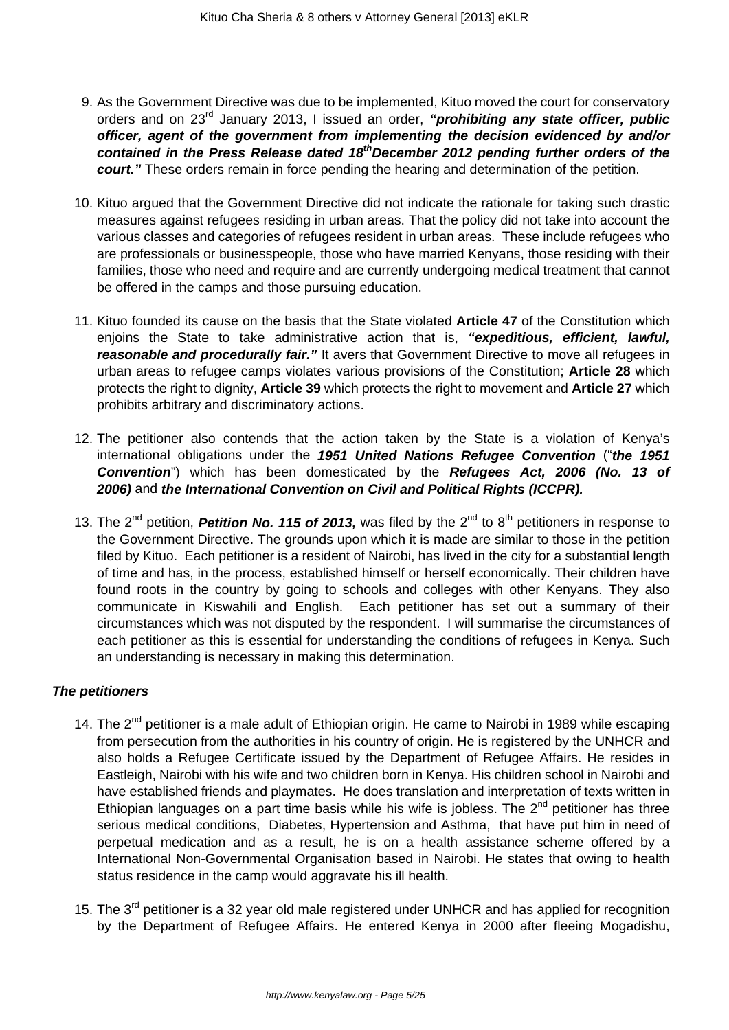9. As the Government Directive was due to be implemented, Kituo moved the court for conservatory orders and on 23rd January 2013, I issued an order, ***"prohibiting any state officer, public officer, agent of the government from implementing the decision evidenced by and/or contained in the Press Release dated 18th December 2012 pending further orders of the court."*** These orders remain in force pending the hearing and determination of the petition.

10. Kituo argued that the Government Directive did not indicate the rationale for taking such drastic measures against refugees residing in urban areas. That the policy did not take into account the various classes and categories of refugees resident in urban areas. These include refugees who are professionals or businesspeople, those who have married Kenyans, those residing with their families, those who need and require and are currently undergoing medical treatment that cannot be offered in the camps and those pursuing education.

11. Kituo founded its cause on the basis that the State violated **Article 47** of the Constitution which enjoins the State to take administrative action that is, ***"expeditious, efficient, lawful, reasonable and procedurally fair."*** It avers that Government Directive to move all refugees in urban areas to refugee camps violates various provisions of the Constitution; **Article 28** which protects the right to dignity, **Article 39** which protects the right to movement and **Article 27** which prohibits arbitrary and discriminatory actions.

12. The petitioner also contends that the action taken by the State is a violation of Kenya's international obligations under the ***1951 United Nations Refugee Convention*** ("***the 1951 Convention***") which has been domesticated by the ***Refugees Act, 2006 (No. 13 of 2006)*** and ***the International Convention on Civil and Political Rights (ICCPR).***

13. The 2nd petition, ***Petition No. 115 of 2013,*** was filed by the 2nd to 8th petitioners in response to the Government Directive. The grounds upon which it is made are similar to those in the petition filed by Kituo. Each petitioner is a resident of Nairobi, has lived in the city for a substantial length of time and has, in the process, established himself or herself economically. Their children have found roots in the country by going to schools and colleges with other Kenyans. They also communicate in Kiswahili and English. Each petitioner has set out a summary of their circumstances which was not disputed by the respondent. I will summarise the circumstances of each petitioner as this is essential for understanding the conditions of refugees in Kenya. Such an understanding is necessary in making this determination.

***The petitioners***

14. The 2nd petitioner is a male adult of Ethiopian origin. He came to Nairobi in 1989 while escaping from persecution from the authorities in his country of origin. He is registered by the UNHCR and also holds a Refugee Certificate issued by the Department of Refugee Affairs. He resides in Eastleigh, Nairobi with his wife and two children born in Kenya. His children school in Nairobi and have established friends and playmates. He does translation and interpretation of texts written in Ethiopian languages on a part time basis while his wife is jobless. The 2nd petitioner has three serious medical conditions, Diabetes, Hypertension and Asthma, that have put him in need of perpetual medication and as a result, he is on a health assistance scheme offered by a International Non-Governmental Organisation based in Nairobi. He states that owing to health status residence in the camp would aggravate his ill health.

15. The 3rd petitioner is a 32 year old male registered under UNHCR and has applied for recognition by the Department of Refugee Affairs. He entered Kenya in 2000 after fleeing Mogadishu,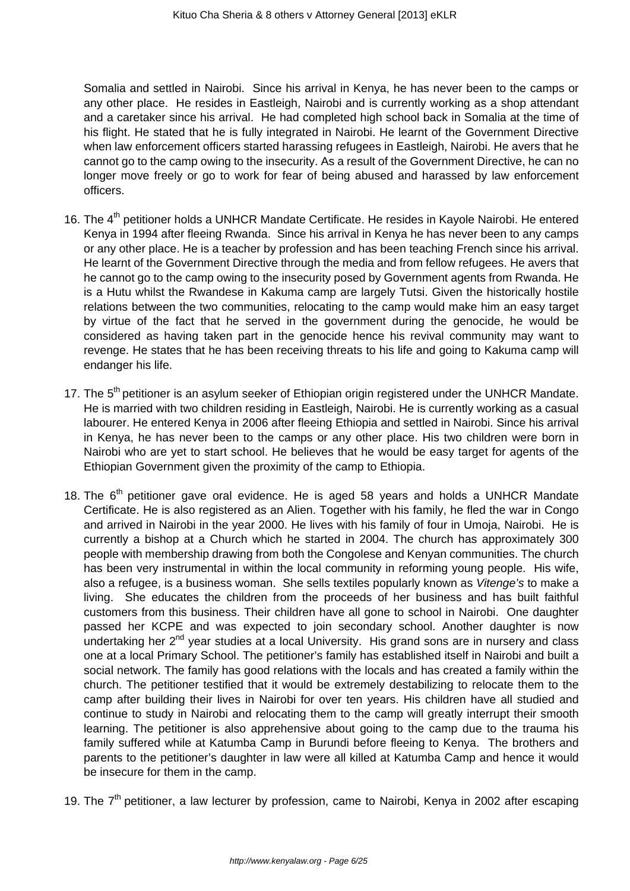Somalia and settled in Nairobi. Since his arrival in Kenya, he has never been to the camps or any other place. He resides in Eastleigh, Nairobi and is currently working as a shop attendant and a caretaker since his arrival. He had completed high school back in Somalia at the time of his flight. He stated that he is fully integrated in Nairobi. He learnt of the Government Directive when law enforcement officers started harassing refugees in Eastleigh, Nairobi. He avers that he cannot go to the camp owing to the insecurity. As a result of the Government Directive, he can no longer move freely or go to work for fear of being abused and harassed by law enforcement officers.

16. The 4th petitioner holds a UNHCR Mandate Certificate. He resides in Kayole Nairobi. He entered Kenya in 1994 after fleeing Rwanda. Since his arrival in Kenya he has never been to any camps or any other place. He is a teacher by profession and has been teaching French since his arrival. He learnt of the Government Directive through the media and from fellow refugees. He avers that he cannot go to the camp owing to the insecurity posed by Government agents from Rwanda. He is a Hutu whilst the Rwandese in Kakuma camp are largely Tutsi. Given the historically hostile relations between the two communities, relocating to the camp would make him an easy target by virtue of the fact that he served in the government during the genocide, he would be considered as having taken part in the genocide hence his revival community may want to revenge. He states that he has been receiving threats to his life and going to Kakuma camp will endanger his life.

17. The 5th petitioner is an asylum seeker of Ethiopian origin registered under the UNHCR Mandate. He is married with two children residing in Eastleigh, Nairobi. He is currently working as a casual labourer. He entered Kenya in 2006 after fleeing Ethiopia and settled in Nairobi. Since his arrival in Kenya, he has never been to the camps or any other place. His two children were born in Nairobi who are yet to start school. He believes that he would be easy target for agents of the Ethiopian Government given the proximity of the camp to Ethiopia.

18. The 6th petitioner gave oral evidence. He is aged 58 years and holds a UNHCR Mandate Certificate. He is also registered as an Alien. Together with his family, he fled the war in Congo and arrived in Nairobi in the year 2000. He lives with his family of four in Umoja, Nairobi. He is currently a bishop at a Church which he started in 2004. The church has approximately 300 people with membership drawing from both the Congolese and Kenyan communities. The church has been very instrumental in within the local community in reforming young people. His wife, also a refugee, is a business woman. She sells textiles popularly known as *Vitenge's* to make a living. She educates the children from the proceeds of her business and has built faithful customers from this business. Their children have all gone to school in Nairobi. One daughter passed her KCPE and was expected to join secondary school. Another daughter is now undertaking her 2nd year studies at a local University. His grand sons are in nursery and class one at a local Primary School. The petitioner's family has established itself in Nairobi and built a social network. The family has good relations with the locals and has created a family within the church. The petitioner testified that it would be extremely destabilizing to relocate them to the camp after building their lives in Nairobi for over ten years. His children have all studied and continue to study in Nairobi and relocating them to the camp will greatly interrupt their smooth learning. The petitioner is also apprehensive about going to the camp due to the trauma his family suffered while at Katumba Camp in Burundi before fleeing to Kenya. The brothers and parents to the petitioner's daughter in law were all killed at Katumba Camp and hence it would be insecure for them in the camp.

19. The 7th petitioner, a law lecturer by profession, came to Nairobi, Kenya in 2002 after escaping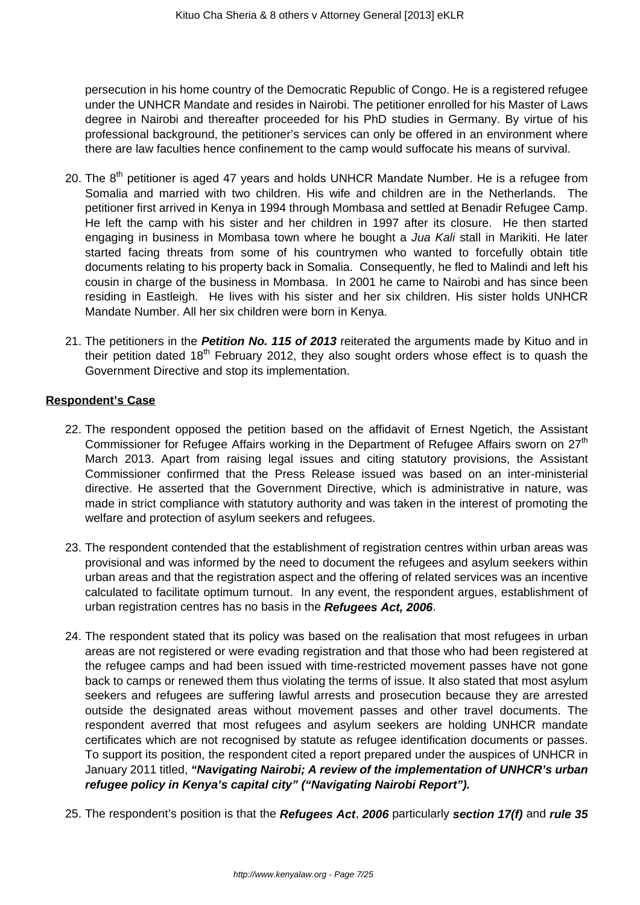persecution in his home country of the Democratic Republic of Congo. He is a registered refugee under the UNHCR Mandate and resides in Nairobi. The petitioner enrolled for his Master of Laws degree in Nairobi and thereafter proceeded for his PhD studies in Germany. By virtue of his professional background, the petitioner's services can only be offered in an environment where there are law faculties hence confinement to the camp would suffocate his means of survival.

20. The 8th petitioner is aged 47 years and holds UNHCR Mandate Number. He is a refugee from Somalia and married with two children. His wife and children are in the Netherlands. The petitioner first arrived in Kenya in 1994 through Mombasa and settled at Benadir Refugee Camp. He left the camp with his sister and her children in 1997 after its closure. He then started engaging in business in Mombasa town where he bought a *Jua Kali* stall in Marikiti. He later started facing threats from some of his countrymen who wanted to forcefully obtain title documents relating to his property back in Somalia. Consequently, he fled to Malindi and left his cousin in charge of the business in Mombasa. In 2001 he came to Nairobi and has since been residing in Eastleigh. He lives with his sister and her six children. His sister holds UNHCR Mandate Number. All her six children were born in Kenya.

21. The petitioners in the ***Petition No. 115 of 2013*** reiterated the arguments made by Kituo and in their petition dated 18th February 2012, they also sought orders whose effect is to quash the Government Directive and stop its implementation.

**Respondent's Case**

22. The respondent opposed the petition based on the affidavit of Ernest Ngetich, the Assistant Commissioner for Refugee Affairs working in the Department of Refugee Affairs sworn on 27th March 2013. Apart from raising legal issues and citing statutory provisions, the Assistant Commissioner confirmed that the Press Release issued was based on an inter-ministerial directive. He asserted that the Government Directive, which is administrative in nature, was made in strict compliance with statutory authority and was taken in the interest of promoting the welfare and protection of asylum seekers and refugees.

23. The respondent contended that the establishment of registration centres within urban areas was provisional and was informed by the need to document the refugees and asylum seekers within urban areas and that the registration aspect and the offering of related services was an incentive calculated to facilitate optimum turnout. In any event, the respondent argues, establishment of urban registration centres has no basis in the ***Refugees Act, 2006***.

24. The respondent stated that its policy was based on the realisation that most refugees in urban areas are not registered or were evading registration and that those who had been registered at the refugee camps and had been issued with time-restricted movement passes have not gone back to camps or renewed them thus violating the terms of issue. It also stated that most asylum seekers and refugees are suffering lawful arrests and prosecution because they are arrested outside the designated areas without movement passes and other travel documents. The respondent averred that most refugees and asylum seekers are holding UNHCR mandate certificates which are not recognised by statute as refugee identification documents or passes. To support its position, the respondent cited a report prepared under the auspices of UNHCR in January 2011 titled, ***"Navigating Nairobi; A review of the implementation of UNHCR's urban refugee policy in Kenya's capital city" ("Navigating Nairobi Report").***

25. The respondent's position is that the ***Refugees Act***, ***2006*** particularly ***section 17(f)*** and ***rule 35***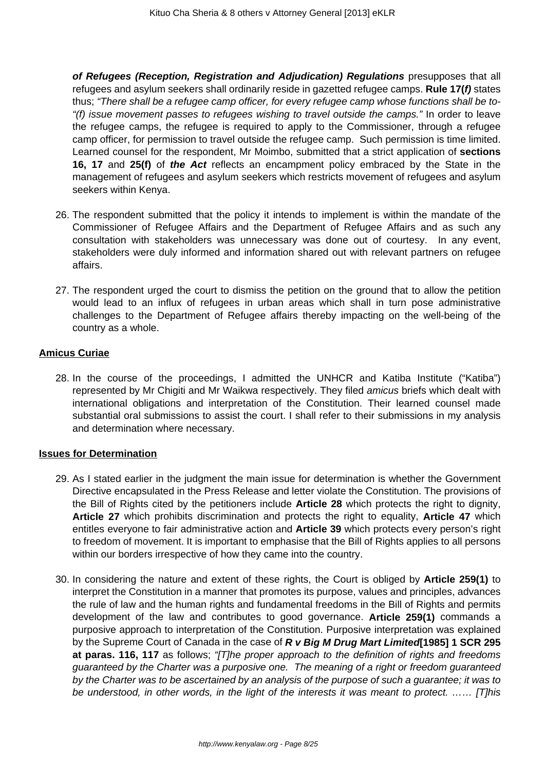***of Refugees (Reception, Registration and Adjudication) Regulations*** presupposes that all refugees and asylum seekers shall ordinarily reside in gazetted refugee camps. **Rule 17(*f)*** states thus; *"There shall be a refugee camp officer, for every refugee camp whose functions shall be to- "(f) issue movement passes to refugees wishing to travel outside the camps."* In order to leave the refugee camps, the refugee is required to apply to the Commissioner, through a refugee camp officer, for permission to travel outside the refugee camp. Such permission is time limited. Learned counsel for the respondent, Mr Moimbo, submitted that a strict application of **sections 16, 17** and **25(f)** of ***the Act*** reflects an encampment policy embraced by the State in the management of refugees and asylum seekers which restricts movement of refugees and asylum seekers within Kenya.

26. The respondent submitted that the policy it intends to implement is within the mandate of the Commissioner of Refugee Affairs and the Department of Refugee Affairs and as such any consultation with stakeholders was unnecessary was done out of courtesy. In any event, stakeholders were duly informed and information shared out with relevant partners on refugee affairs.

27. The respondent urged the court to dismiss the petition on the ground that to allow the petition would lead to an influx of refugees in urban areas which shall in turn pose administrative challenges to the Department of Refugee affairs thereby impacting on the well-being of the country as a whole.

**Amicus Curiae**

28. In the course of the proceedings, I admitted the UNHCR and Katiba Institute ("Katiba") represented by Mr Chigiti and Mr Waikwa respectively. They filed *amicus* briefs which dealt with international obligations and interpretation of the Constitution. Their learned counsel made substantial oral submissions to assist the court. I shall refer to their submissions in my analysis and determination where necessary.

**Issues for Determination**

29. As I stated earlier in the judgment the main issue for determination is whether the Government Directive encapsulated in the Press Release and letter violate the Constitution. The provisions of the Bill of Rights cited by the petitioners include **Article 28** which protects the right to dignity, **Article 27** which prohibits discrimination and protects the right to equality, **Article 47** which entitles everyone to fair administrative action and **Article 39** which protects every person's right to freedom of movement. It is important to emphasise that the Bill of Rights applies to all persons within our borders irrespective of how they came into the country.

30. In considering the nature and extent of these rights, the Court is obliged by **Article 259(1)** to interpret the Constitution in a manner that promotes its purpose, values and principles, advances the rule of law and the human rights and fundamental freedoms in the Bill of Rights and permits development of the law and contributes to good governance. **Article 259(1)** commands a purposive approach to interpretation of the Constitution. Purposive interpretation was explained by the Supreme Court of Canada in the case of ***R v Big M Drug Mart Limited*****[1985] 1 SCR 295 at paras. 116, 117** as follows; *"[T]he proper approach to the definition of rights and freedoms guaranteed by the Charter was a purposive one. The meaning of a right or freedom guaranteed by the Charter was to be ascertained by an analysis of the purpose of such a guarantee; it was to be understood, in other words, in the light of the interests it was meant to protect. …… [T]his*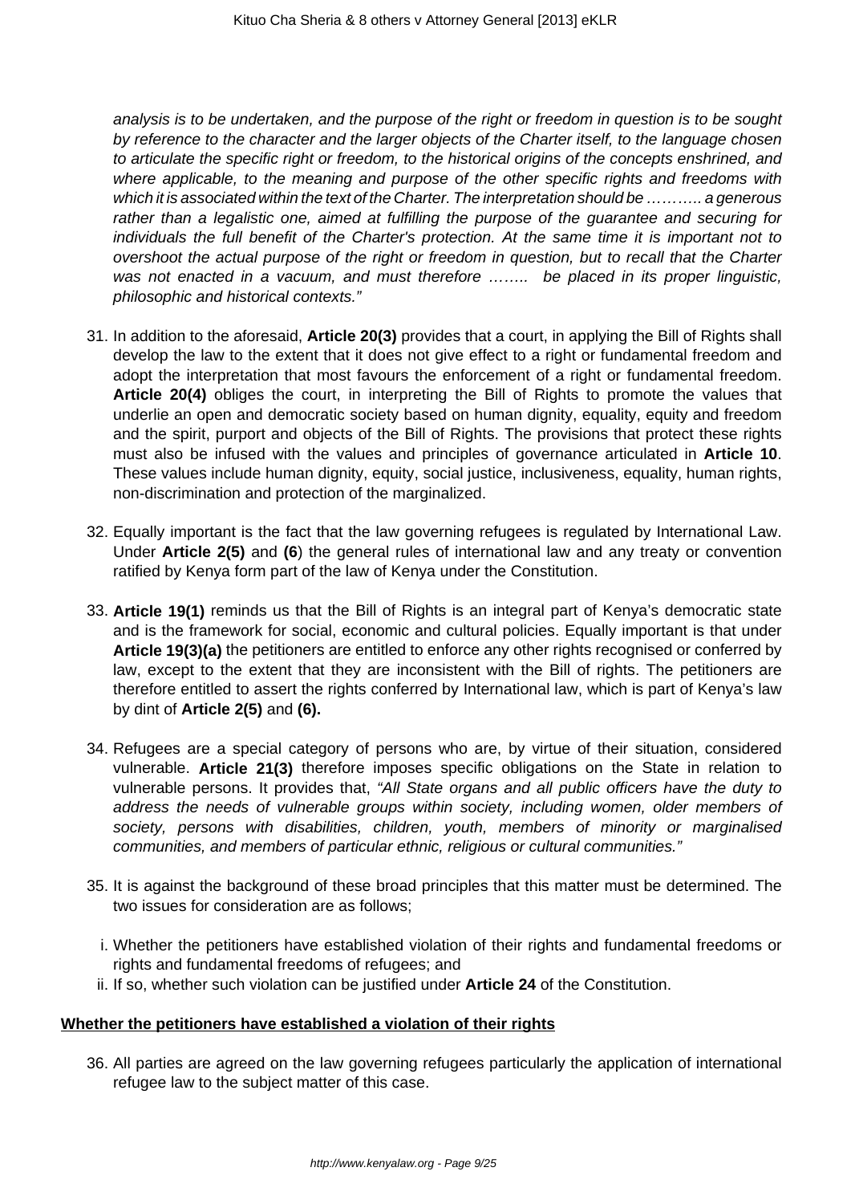*analysis is to be undertaken, and the purpose of the right or freedom in question is to be sought by reference to the character and the larger objects of the Charter itself, to the language chosen to articulate the specific right or freedom, to the historical origins of the concepts enshrined, and where applicable, to the meaning and purpose of the other specific rights and freedoms with which it is associated within the text of the Charter. The interpretation should be ……….. a generous rather than a legalistic one, aimed at fulfilling the purpose of the guarantee and securing for individuals the full benefit of the Charter's protection. At the same time it is important not to overshoot the actual purpose of the right or freedom in question, but to recall that the Charter was not enacted in a vacuum, and must therefore …….. be placed in its proper linguistic, philosophic and historical contexts."*

31. In addition to the aforesaid, **Article 20(3)** provides that a court, in applying the Bill of Rights shall develop the law to the extent that it does not give effect to a right or fundamental freedom and adopt the interpretation that most favours the enforcement of a right or fundamental freedom. **Article 20(4)** obliges the court, in interpreting the Bill of Rights to promote the values that underlie an open and democratic society based on human dignity, equality, equity and freedom and the spirit, purport and objects of the Bill of Rights. The provisions that protect these rights must also be infused with the values and principles of governance articulated in **Article 10**. These values include human dignity, equity, social justice, inclusiveness, equality, human rights, non-discrimination and protection of the marginalized.

32. Equally important is the fact that the law governing refugees is regulated by International Law. Under **Article 2(5)** and **(6**) the general rules of international law and any treaty or convention ratified by Kenya form part of the law of Kenya under the Constitution.

33. **Article 19(1)** reminds us that the Bill of Rights is an integral part of Kenya's democratic state and is the framework for social, economic and cultural policies. Equally important is that under **Article 19(3)(a)** the petitioners are entitled to enforce any other rights recognised or conferred by law, except to the extent that they are inconsistent with the Bill of rights. The petitioners are therefore entitled to assert the rights conferred by International law, which is part of Kenya's law by dint of **Article 2(5)** and **(6).**

34. Refugees are a special category of persons who are, by virtue of their situation, considered vulnerable. **Article 21(3)** therefore imposes specific obligations on the State in relation to vulnerable persons. It provides that, *"All State organs and all public officers have the duty to address the needs of vulnerable groups within society, including women, older members of society, persons with disabilities, children, youth, members of minority or marginalised communities, and members of particular ethnic, religious or cultural communities."*

35. It is against the background of these broad principles that this matter must be determined. The two issues for consideration are as follows;

    i. Whether the petitioners have established violation of their rights and fundamental freedoms or rights and fundamental freedoms of refugees; and
    ii. If so, whether such violation can be justified under **Article 24** of the Constitution.

**<u>Whether the petitioners have established a violation of their rights</u>**

36. All parties are agreed on the law governing refugees particularly the application of international refugee law to the subject matter of this case.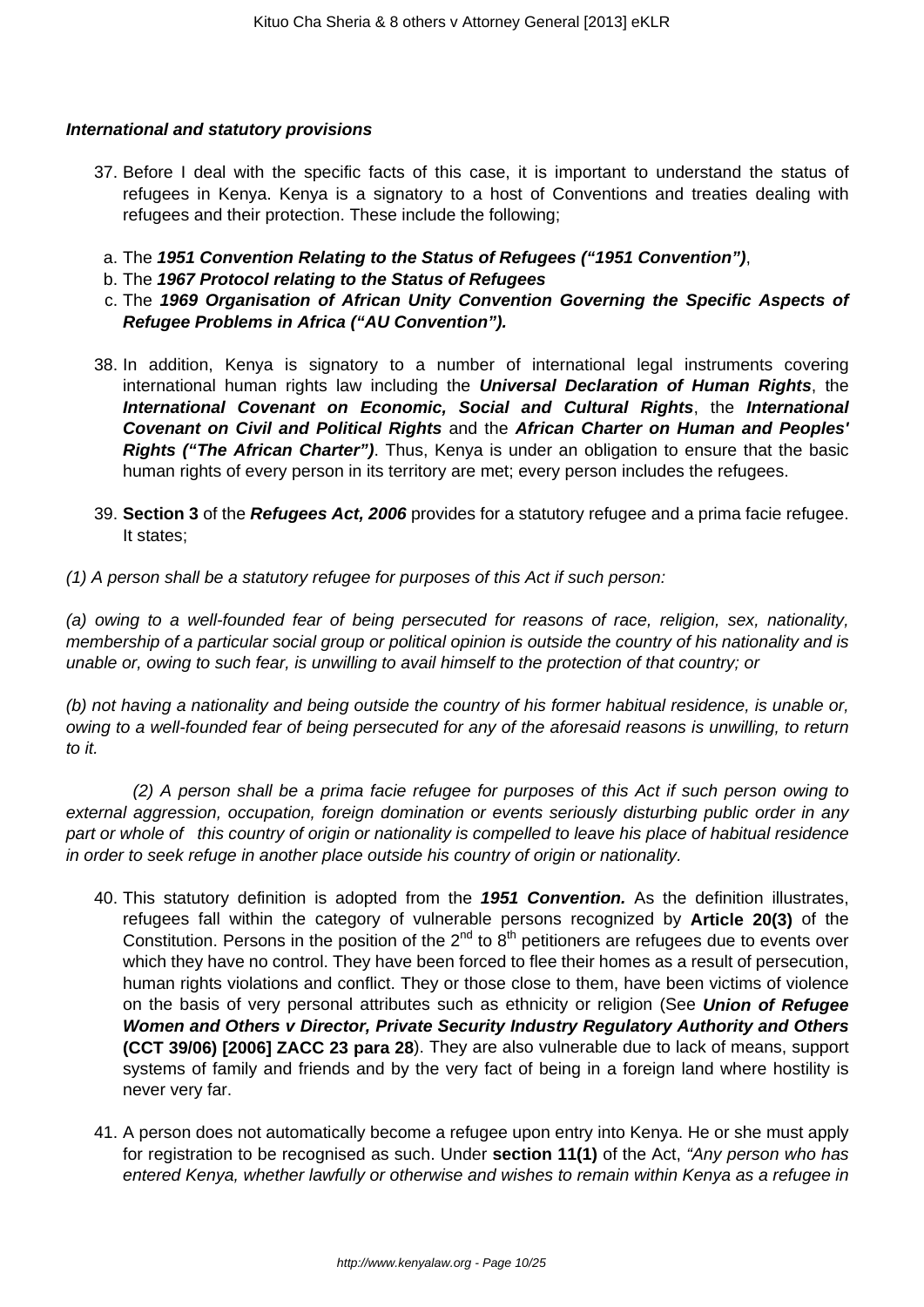***International and statutory provisions***

37. Before I deal with the specific facts of this case, it is important to understand the status of refugees in Kenya. Kenya is a signatory to a host of Conventions and treaties dealing with refugees and their protection. These include the following;

   a. The ***1951 Convention Relating to the Status of Refugees ("1951 Convention")***,
   b. The ***1967 Protocol relating to the Status of Refugees***
   c. The ***1969 Organisation of African Unity Convention Governing the Specific Aspects of Refugee Problems in Africa ("AU Convention").***

38. In addition, Kenya is signatory to a number of international legal instruments covering international human rights law including the ***Universal Declaration of Human Rights***, the ***International Covenant on Economic, Social and Cultural Rights***, the ***International Covenant on Civil and Political Rights*** and the ***African Charter on Human and Peoples' Rights ("The African Charter")***. Thus, Kenya is under an obligation to ensure that the basic human rights of every person in its territory are met; every person includes the refugees.

39. **Section 3** of the ***Refugees Act, 2006*** provides for a statutory refugee and a prima facie refugee. It states;

*(1) A person shall be a statutory refugee for purposes of this Act if such person:*

*(a) owing to a well-founded fear of being persecuted for reasons of race, religion, sex, nationality, membership of a particular social group or political opinion is outside the country of his nationality and is unable or, owing to such fear, is unwilling to avail himself to the protection of that country; or*

*(b) not having a nationality and being outside the country of his former habitual residence, is unable or, owing to a well-founded fear of being persecuted for any of the aforesaid reasons is unwilling, to return to it.*

*(2) A person shall be a prima facie refugee for purposes of this Act if such person owing to external aggression, occupation, foreign domination or events seriously disturbing public order in any part or whole of this country of origin or nationality is compelled to leave his place of habitual residence in order to seek refuge in another place outside his country of origin or nationality.*

40. This statutory definition is adopted from the ***1951 Convention.*** As the definition illustrates, refugees fall within the category of vulnerable persons recognized by **Article 20(3)** of the Constitution. Persons in the position of the 2nd to 8th petitioners are refugees due to events over which they have no control. They have been forced to flee their homes as a result of persecution, human rights violations and conflict. They or those close to them, have been victims of violence on the basis of very personal attributes such as ethnicity or religion (See ***Union of Refugee Women and Others v Director, Private Security Industry Regulatory Authority and Others*** **(CCT 39/06) [2006] ZACC 23 para 28**). They are also vulnerable due to lack of means, support systems of family and friends and by the very fact of being in a foreign land where hostility is never very far.

41. A person does not automatically become a refugee upon entry into Kenya. He or she must apply for registration to be recognised as such. Under **section 11(1)** of the Act, *"Any person who has entered Kenya, whether lawfully or otherwise and wishes to remain within Kenya as a refugee in*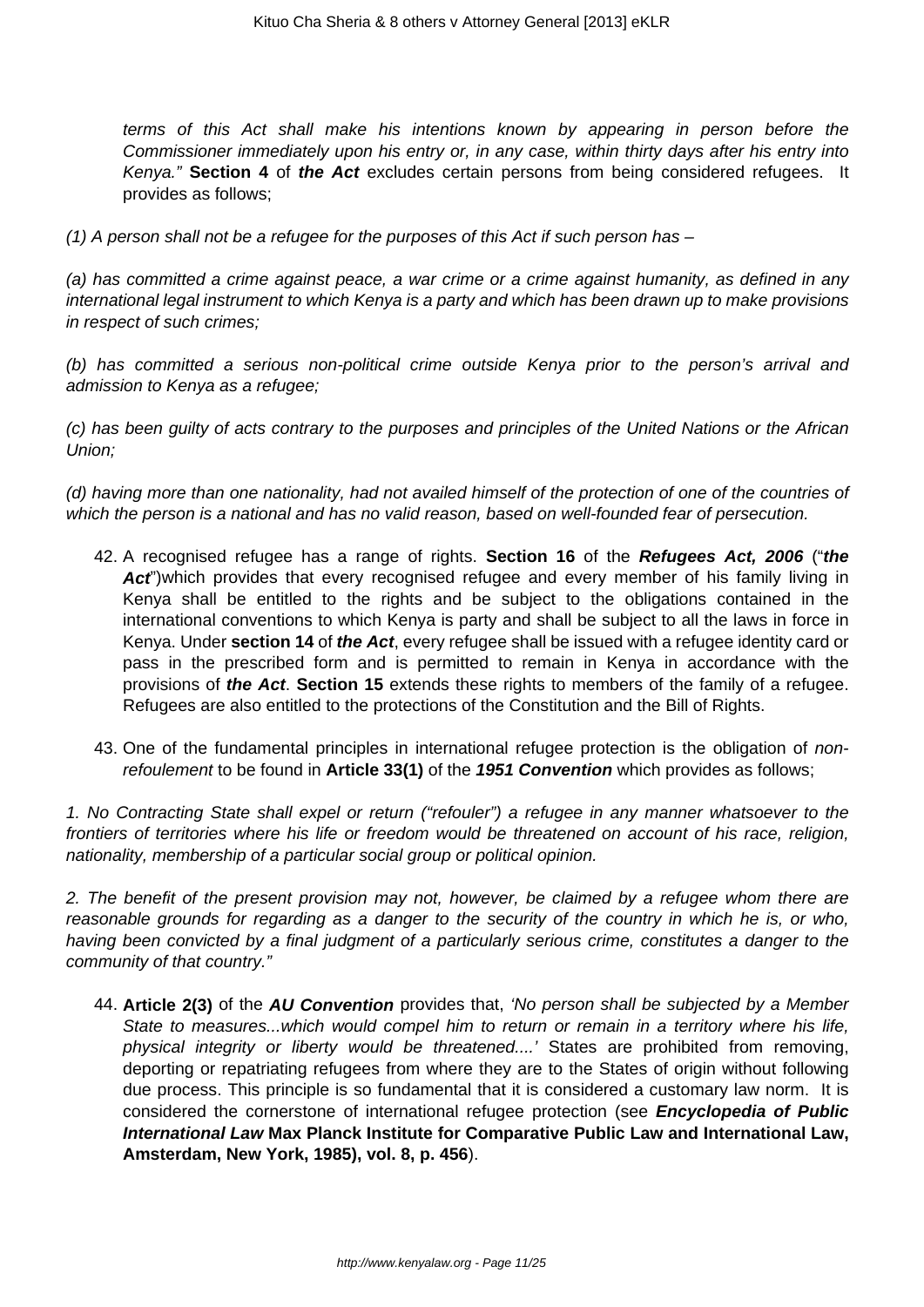*terms of this Act shall make his intentions known by appearing in person before the Commissioner immediately upon his entry or, in any case, within thirty days after his entry into Kenya."* **Section 4** of ***the Act*** excludes certain persons from being considered refugees. It provides as follows;

*(1) A person shall not be a refugee for the purposes of this Act if such person has –*

*(a) has committed a crime against peace, a war crime or a crime against humanity, as defined in any international legal instrument to which Kenya is a party and which has been drawn up to make provisions in respect of such crimes;*

*(b) has committed a serious non-political crime outside Kenya prior to the person's arrival and admission to Kenya as a refugee;*

*(c) has been guilty of acts contrary to the purposes and principles of the United Nations or the African Union;*

*(d) having more than one nationality, had not availed himself of the protection of one of the countries of which the person is a national and has no valid reason, based on well-founded fear of persecution.*

42. A recognised refugee has a range of rights. **Section 16** of the ***Refugees Act, 2006*** ("***the Act***")which provides that every recognised refugee and every member of his family living in Kenya shall be entitled to the rights and be subject to the obligations contained in the international conventions to which Kenya is party and shall be subject to all the laws in force in Kenya. Under **section 14** of ***the Act***, every refugee shall be issued with a refugee identity card or pass in the prescribed form and is permitted to remain in Kenya in accordance with the provisions of ***the Act***. **Section 15** extends these rights to members of the family of a refugee. Refugees are also entitled to the protections of the Constitution and the Bill of Rights.

43. One of the fundamental principles in international refugee protection is the obligation of *non-refoulement* to be found in **Article 33(1)** of the ***1951 Convention*** which provides as follows;

*1. No Contracting State shall expel or return ("refouler") a refugee in any manner whatsoever to the frontiers of territories where his life or freedom would be threatened on account of his race, religion, nationality, membership of a particular social group or political opinion.*

*2. The benefit of the present provision may not, however, be claimed by a refugee whom there are reasonable grounds for regarding as a danger to the security of the country in which he is, or who, having been convicted by a final judgment of a particularly serious crime, constitutes a danger to the community of that country."*

44. **Article 2(3)** of the ***AU Convention*** provides that, *'No person shall be subjected by a Member State to measures...which would compel him to return or remain in a territory where his life, physical integrity or liberty would be threatened....'* States are prohibited from removing, deporting or repatriating refugees from where they are to the States of origin without following due process. This principle is so fundamental that it is considered a customary law norm. It is considered the cornerstone of international refugee protection (see ***Encyclopedia of Public International Law*** **Max Planck Institute for Comparative Public Law and International Law, Amsterdam, New York, 1985), vol. 8, p. 456**).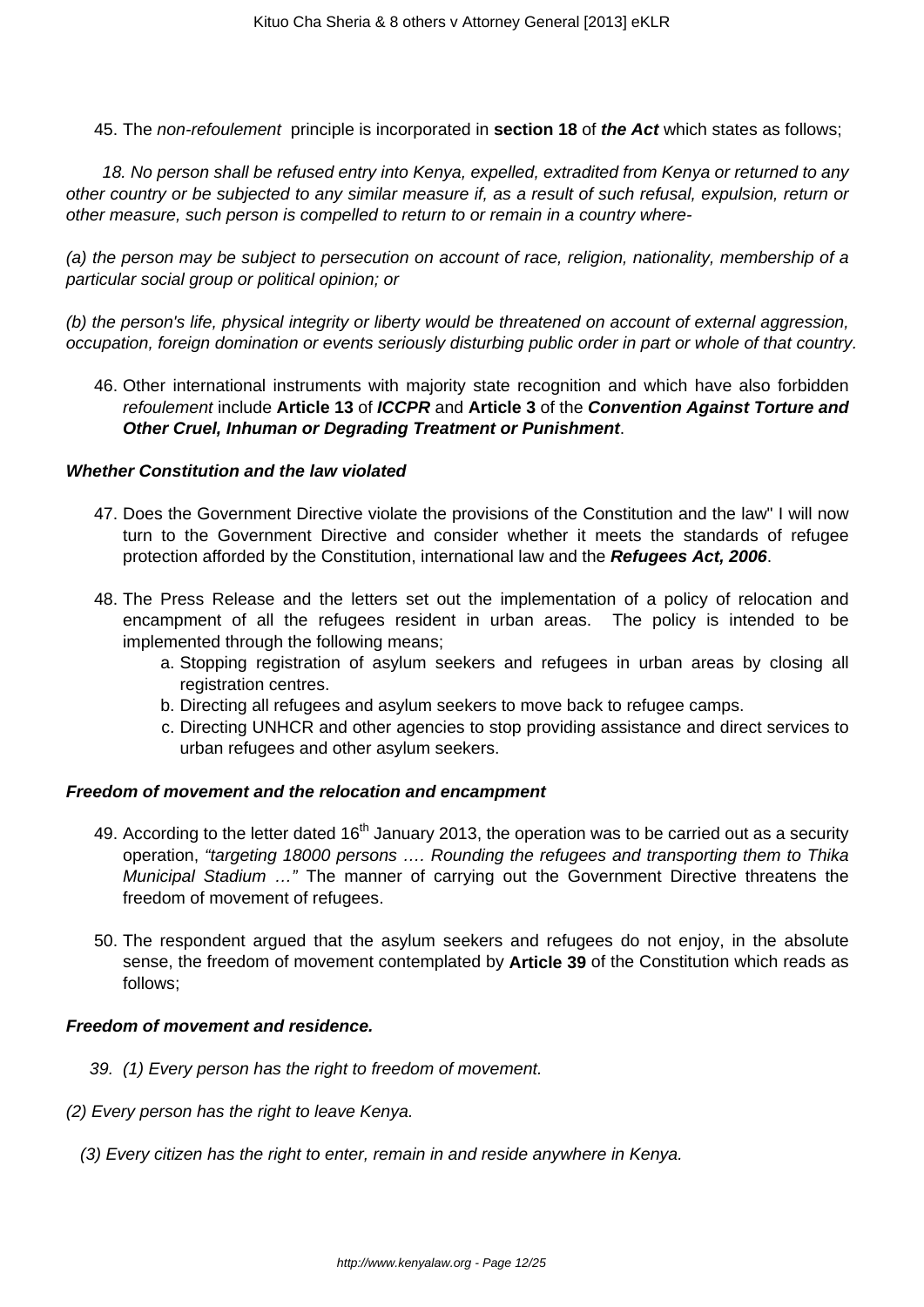45. The *non-refoulement* principle is incorporated in **section 18** of ***the Act*** which states as follows;

*18. No person shall be refused entry into Kenya, expelled, extradited from Kenya or returned to any other country or be subjected to any similar measure if, as a result of such refusal, expulsion, return or other measure, such person is compelled to return to or remain in a country where-*

*(a) the person may be subject to persecution on account of race, religion, nationality, membership of a particular social group or political opinion; or*

*(b) the person's life, physical integrity or liberty would be threatened on account of external aggression, occupation, foreign domination or events seriously disturbing public order in part or whole of that country.*

46. Other international instruments with majority state recognition and which have also forbidden *refoulement* include **Article 13** of ***ICCPR*** and **Article 3** of the ***Convention Against Torture and Other Cruel, Inhuman or Degrading Treatment or Punishment***.

***Whether Constitution and the law violated***

47. Does the Government Directive violate the provisions of the Constitution and the law" I will now turn to the Government Directive and consider whether it meets the standards of refugee protection afforded by the Constitution, international law and the ***Refugees Act, 2006***.

48. The Press Release and the letters set out the implementation of a policy of relocation and encampment of all the refugees resident in urban areas. The policy is intended to be implemented through the following means;
    a. Stopping registration of asylum seekers and refugees in urban areas by closing all registration centres.
    b. Directing all refugees and asylum seekers to move back to refugee camps.
    c. Directing UNHCR and other agencies to stop providing assistance and direct services to urban refugees and other asylum seekers.

***Freedom of movement and the relocation and encampment***

49. According to the letter dated 16th January 2013, the operation was to be carried out as a security operation, *"targeting 18000 persons …. Rounding the refugees and transporting them to Thika Municipal Stadium …"* The manner of carrying out the Government Directive threatens the freedom of movement of refugees.

50. The respondent argued that the asylum seekers and refugees do not enjoy, in the absolute sense, the freedom of movement contemplated by **Article 39** of the Constitution which reads as follows;

***Freedom of movement and residence.***

*39. (1) Every person has the right to freedom of movement.*

*(2) Every person has the right to leave Kenya.*

*(3) Every citizen has the right to enter, remain in and reside anywhere in Kenya.*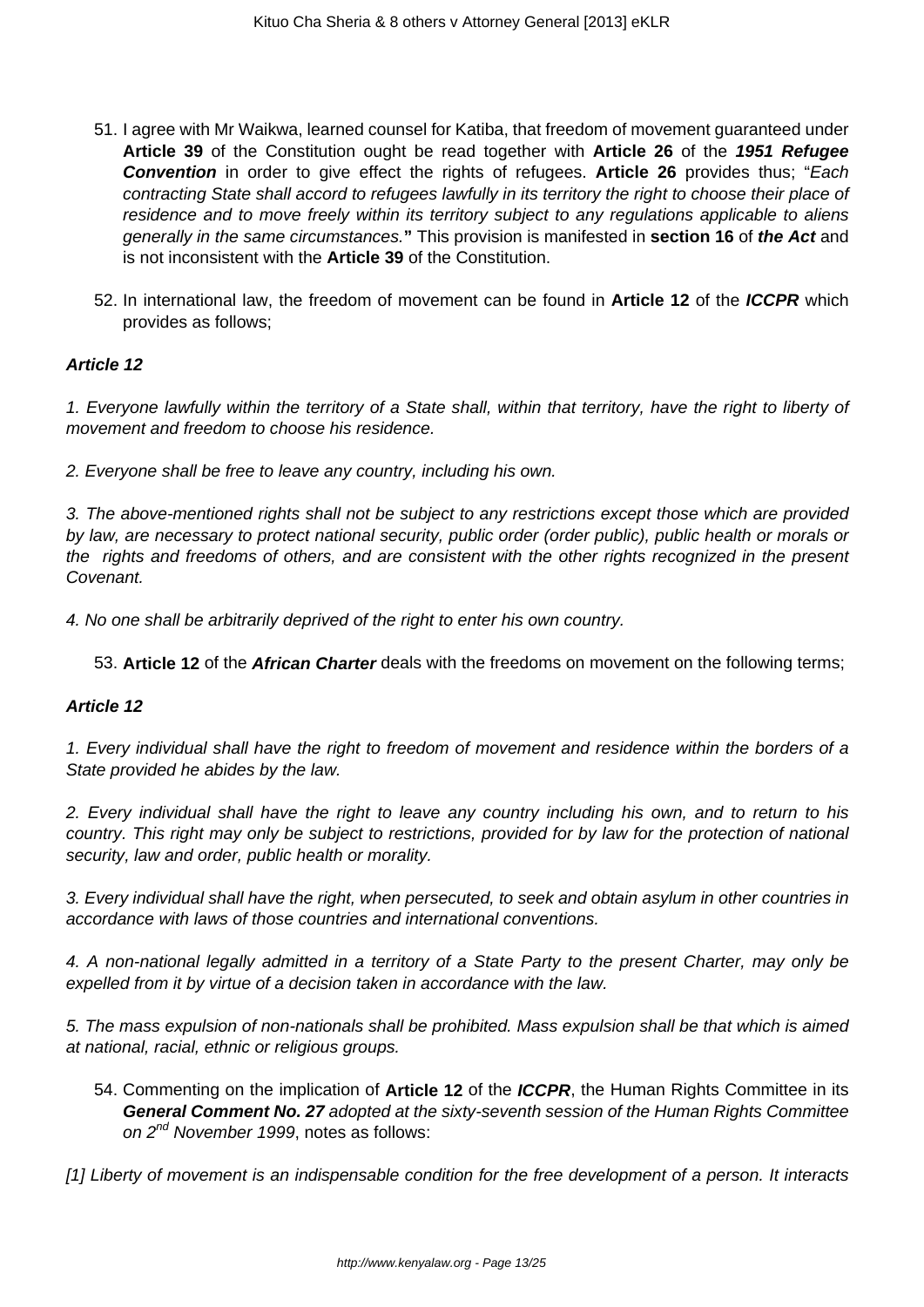51. I agree with Mr Waikwa, learned counsel for Katiba, that freedom of movement guaranteed under **Article 39** of the Constitution ought be read together with **Article 26** of the ***1951 Refugee Convention*** in order to give effect the rights of refugees. **Article 26** provides thus; "*Each contracting State shall accord to refugees lawfully in its territory the right to choose their place of residence and to move freely within its territory subject to any regulations applicable to aliens generally in the same circumstances.*" This provision is manifested in **section 16** of ***the Act*** and is not inconsistent with the **Article 39** of the Constitution.

52. In international law, the freedom of movement can be found in **Article 12** of the ***ICCPR*** which provides as follows;

***Article 12***

*1. Everyone lawfully within the territory of a State shall, within that territory, have the right to liberty of movement and freedom to choose his residence.*

*2. Everyone shall be free to leave any country, including his own.*

*3. The above-mentioned rights shall not be subject to any restrictions except those which are provided by law, are necessary to protect national security, public order (order public), public health or morals or the rights and freedoms of others, and are consistent with the other rights recognized in the present Covenant.*

*4. No one shall be arbitrarily deprived of the right to enter his own country.*

53. **Article 12** of the ***African Charter*** deals with the freedoms on movement on the following terms;

***Article 12***

*1. Every individual shall have the right to freedom of movement and residence within the borders of a State provided he abides by the law.*

*2. Every individual shall have the right to leave any country including his own, and to return to his country. This right may only be subject to restrictions, provided for by law for the protection of national security, law and order, public health or morality.*

*3. Every individual shall have the right, when persecuted, to seek and obtain asylum in other countries in accordance with laws of those countries and international conventions.*

*4. A non-national legally admitted in a territory of a State Party to the present Charter, may only be expelled from it by virtue of a decision taken in accordance with the law.*

*5. The mass expulsion of non-nationals shall be prohibited. Mass expulsion shall be that which is aimed at national, racial, ethnic or religious groups.*

54. Commenting on the implication of **Article 12** of the ***ICCPR***, the Human Rights Committee in its ***General Comment No. 27*** *adopted at the sixty-seventh session of the Human Rights Committee on 2nd November 1999*, notes as follows:

*[1] Liberty of movement is an indispensable condition for the free development of a person. It interacts*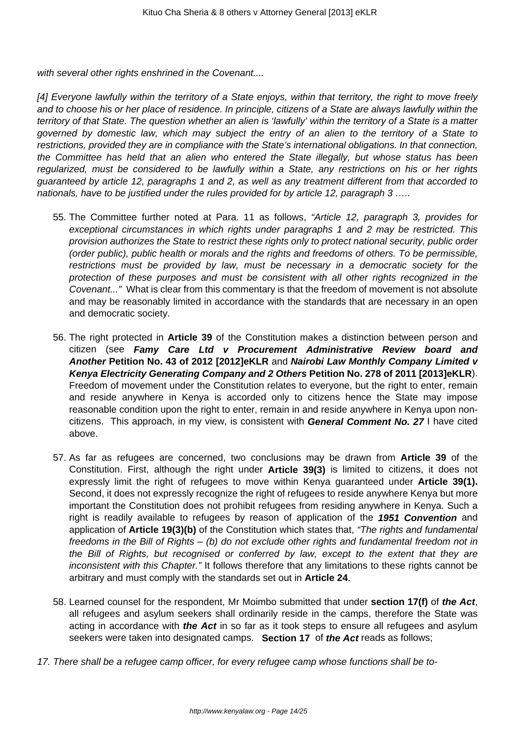*with several other rights enshrined in the Covenant....*

*[4] Everyone lawfully within the territory of a State enjoys, within that territory, the right to move freely and to choose his or her place of residence. In principle, citizens of a State are always lawfully within the territory of that State. The question whether an alien is 'lawfully' within the territory of a State is a matter governed by domestic law, which may subject the entry of an alien to the territory of a State to restrictions, provided they are in compliance with the State's international obligations. In that connection, the Committee has held that an alien who entered the State illegally, but whose status has been regularized, must be considered to be lawfully within a State, any restrictions on his or her rights guaranteed by article 12, paragraphs 1 and 2, as well as any treatment different from that accorded to nationals, have to be justified under the rules provided for by article 12, paragraph 3 …..*

55. The Committee further noted at Para. 11 as follows, *"Article 12, paragraph 3, provides for exceptional circumstances in which rights under paragraphs 1 and 2 may be restricted. This provision authorizes the State to restrict these rights only to protect national security, public order (order public), public health or morals and the rights and freedoms of others. To be permissible, restrictions must be provided by law, must be necessary in a democratic society for the protection of these purposes and must be consistent with all other rights recognized in the Covenant..."* What is clear from this commentary is that the freedom of movement is not absolute and may be reasonably limited in accordance with the standards that are necessary in an open and democratic society.

56. The right protected in **Article 39** of the Constitution makes a distinction between person and citizen (see ***Famy Care Ltd v Procurement Administrative Review board and Another*** **Petition No. 43 of 2012 [2012]eKLR** and ***Nairobi Law Monthly Company Limited v Kenya Electricity Generating Company and 2 Others*** **Petition No. 278 of 2011 [2013]eKLR**). Freedom of movement under the Constitution relates to everyone, but the right to enter, remain and reside anywhere in Kenya is accorded only to citizens hence the State may impose reasonable condition upon the right to enter, remain in and reside anywhere in Kenya upon non-citizens. This approach, in my view, is consistent with ***General Comment No. 27*** I have cited above.

57. As far as refugees are concerned, two conclusions may be drawn from **Article 39** of the Constitution. First, although the right under **Article 39(3)** is limited to citizens, it does not expressly limit the right of refugees to move within Kenya guaranteed under **Article 39(1).** Second, it does not expressly recognize the right of refugees to reside anywhere Kenya but more important the Constitution does not prohibit refugees from residing anywhere in Kenya. Such a right is readily available to refugees by reason of application of the ***1951 Convention*** and application of **Article 19(3)(b)** of the Constitution which states that, *"The rights and fundamental freedoms in the Bill of Rights – (b) do not exclude other rights and fundamental freedom not in the Bill of Rights, but recognised or conferred by law, except to the extent that they are inconsistent with this Chapter."* It follows therefore that any limitations to these rights cannot be arbitrary and must comply with the standards set out in **Article 24**.

58. Learned counsel for the respondent, Mr Moimbo submitted that under **section 17(f)** of ***the Act***, all refugees and asylum seekers shall ordinarily reside in the camps, therefore the State was acting in accordance with ***the Act*** in so far as it took steps to ensure all refugees and asylum seekers were taken into designated camps. **Section 17** of ***the Act*** reads as follows;

*17. There shall be a refugee camp officer, for every refugee camp whose functions shall be to-*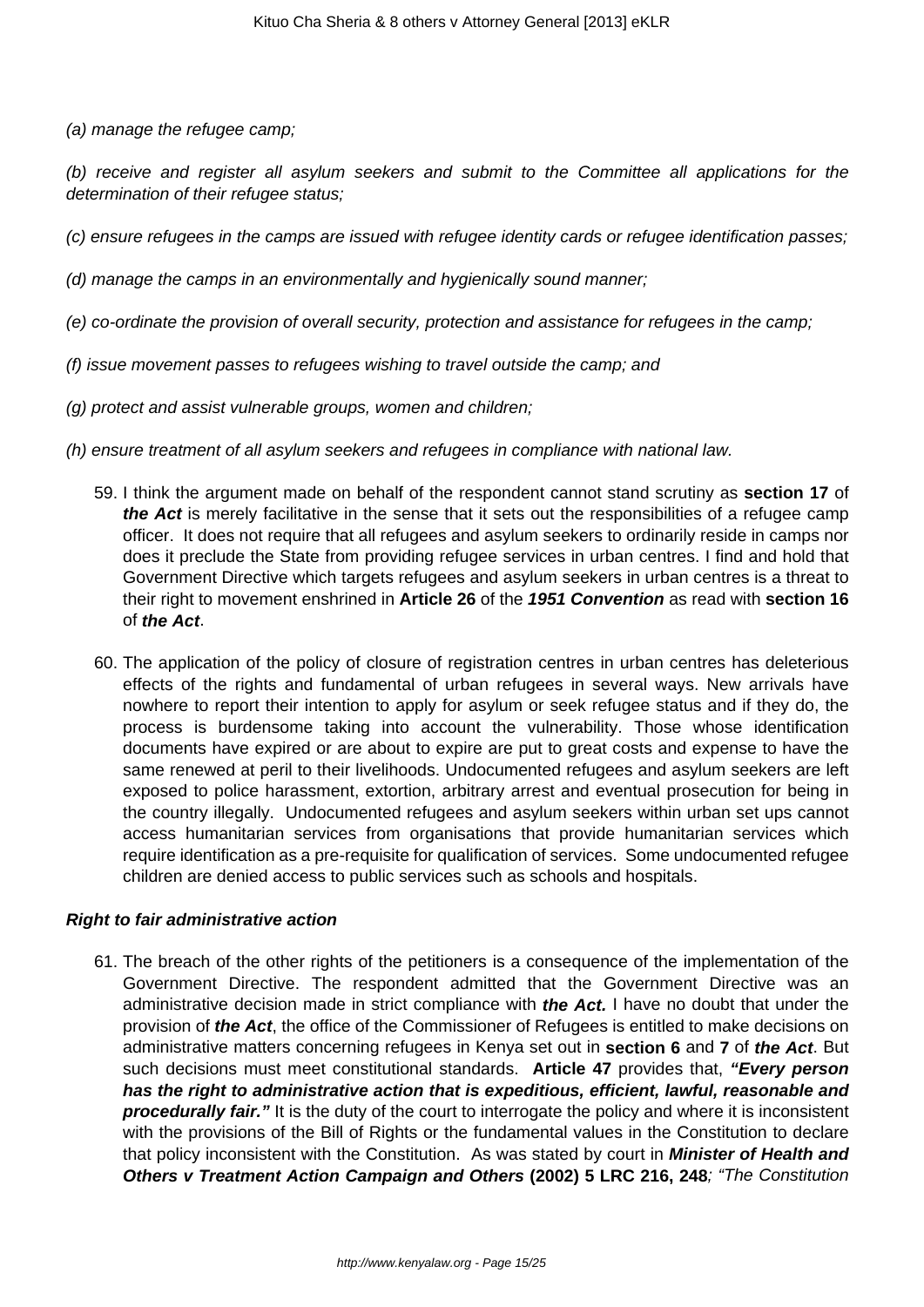*(a) manage the refugee camp;*

*(b) receive and register all asylum seekers and submit to the Committee all applications for the determination of their refugee status;*

*(c) ensure refugees in the camps are issued with refugee identity cards or refugee identification passes;*

*(d) manage the camps in an environmentally and hygienically sound manner;*

*(e) co-ordinate the provision of overall security, protection and assistance for refugees in the camp;*

*(f) issue movement passes to refugees wishing to travel outside the camp; and*

*(g) protect and assist vulnerable groups, women and children;*

*(h) ensure treatment of all asylum seekers and refugees in compliance with national law.*

59. I think the argument made on behalf of the respondent cannot stand scrutiny as **section 17** of ***the Act*** is merely facilitative in the sense that it sets out the responsibilities of a refugee camp officer. It does not require that all refugees and asylum seekers to ordinarily reside in camps nor does it preclude the State from providing refugee services in urban centres. I find and hold that Government Directive which targets refugees and asylum seekers in urban centres is a threat to their right to movement enshrined in **Article 26** of the ***1951 Convention*** as read with **section 16** of ***the Act***.

60. The application of the policy of closure of registration centres in urban centres has deleterious effects of the rights and fundamental of urban refugees in several ways. New arrivals have nowhere to report their intention to apply for asylum or seek refugee status and if they do, the process is burdensome taking into account the vulnerability. Those whose identification documents have expired or are about to expire are put to great costs and expense to have the same renewed at peril to their livelihoods. Undocumented refugees and asylum seekers are left exposed to police harassment, extortion, arbitrary arrest and eventual prosecution for being in the country illegally. Undocumented refugees and asylum seekers within urban set ups cannot access humanitarian services from organisations that provide humanitarian services which require identification as a pre-requisite for qualification of services. Some undocumented refugee children are denied access to public services such as schools and hospitals.

***Right to fair administrative action***

61. The breach of the other rights of the petitioners is a consequence of the implementation of the Government Directive. The respondent admitted that the Government Directive was an administrative decision made in strict compliance with ***the Act.*** I have no doubt that under the provision of ***the Act***, the office of the Commissioner of Refugees is entitled to make decisions on administrative matters concerning refugees in Kenya set out in **section 6** and **7** of ***the Act***. But such decisions must meet constitutional standards. **Article 47** provides that, ***"Every person has the right to administrative action that is expeditious, efficient, lawful, reasonable and procedurally fair."*** It is the duty of the court to interrogate the policy and where it is inconsistent with the provisions of the Bill of Rights or the fundamental values in the Constitution to declare that policy inconsistent with the Constitution. As was stated by court in ***Minister of Health and Others v Treatment Action Campaign and Others*** **(2002) 5 LRC 216, 248***; "The Constitution*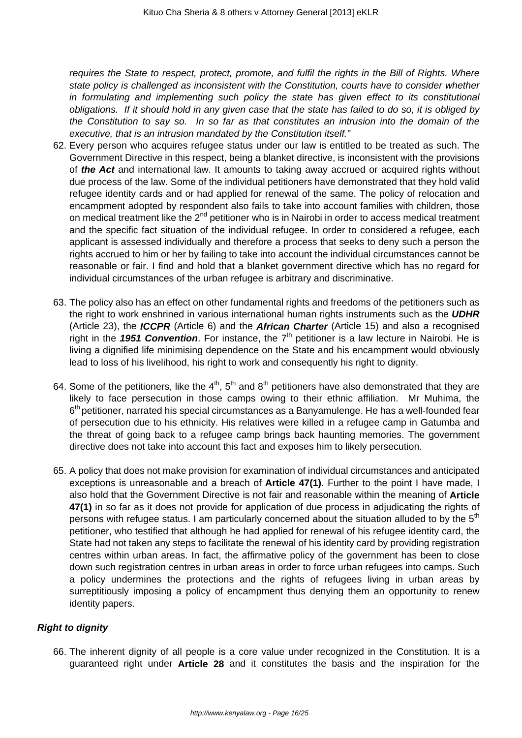*requires the State to respect, protect, promote, and fulfil the rights in the Bill of Rights. Where state policy is challenged as inconsistent with the Constitution, courts have to consider whether in formulating and implementing such policy the state has given effect to its constitutional obligations. If it should hold in any given case that the state has failed to do so, it is obliged by the Constitution to say so. In so far as that constitutes an intrusion into the domain of the executive, that is an intrusion mandated by the Constitution itself."*

62. Every person who acquires refugee status under our law is entitled to be treated as such. The Government Directive in this respect, being a blanket directive, is inconsistent with the provisions of ***the Act*** and international law. It amounts to taking away accrued or acquired rights without due process of the law. Some of the individual petitioners have demonstrated that they hold valid refugee identity cards and or had applied for renewal of the same. The policy of relocation and encampment adopted by respondent also fails to take into account families with children, those on medical treatment like the 2nd petitioner who is in Nairobi in order to access medical treatment and the specific fact situation of the individual refugee. In order to considered a refugee, each applicant is assessed individually and therefore a process that seeks to deny such a person the rights accrued to him or her by failing to take into account the individual circumstances cannot be reasonable or fair. I find and hold that a blanket government directive which has no regard for individual circumstances of the urban refugee is arbitrary and discriminative.

63. The policy also has an effect on other fundamental rights and freedoms of the petitioners such as the right to work enshrined in various international human rights instruments such as the ***UDHR*** (Article 23), the ***ICCPR*** (Article 6) and the ***African Charter*** (Article 15) and also a recognised right in the ***1951 Convention***. For instance, the 7th petitioner is a law lecture in Nairobi. He is living a dignified life minimising dependence on the State and his encampment would obviously lead to loss of his livelihood, his right to work and consequently his right to dignity.

64. Some of the petitioners, like the 4th, 5th and 8th petitioners have also demonstrated that they are likely to face persecution in those camps owing to their ethnic affiliation. Mr Muhima, the 6th petitioner, narrated his special circumstances as a Banyamulenge. He has a well-founded fear of persecution due to his ethnicity. His relatives were killed in a refugee camp in Gatumba and the threat of going back to a refugee camp brings back haunting memories. The government directive does not take into account this fact and exposes him to likely persecution.

65. A policy that does not make provision for examination of individual circumstances and anticipated exceptions is unreasonable and a breach of **Article 47(1)**. Further to the point I have made, I also hold that the Government Directive is not fair and reasonable within the meaning of **Article 47(1)** in so far as it does not provide for application of due process in adjudicating the rights of persons with refugee status. I am particularly concerned about the situation alluded to by the 5th petitioner, who testified that although he had applied for renewal of his refugee identity card, the State had not taken any steps to facilitate the renewal of his identity card by providing registration centres within urban areas. In fact, the affirmative policy of the government has been to close down such registration centres in urban areas in order to force urban refugees into camps. Such a policy undermines the protections and the rights of refugees living in urban areas by surreptitiously imposing a policy of encampment thus denying them an opportunity to renew identity papers.

***Right to dignity***

66. The inherent dignity of all people is a core value under recognized in the Constitution. It is a guaranteed right under **Article 28** and it constitutes the basis and the inspiration for the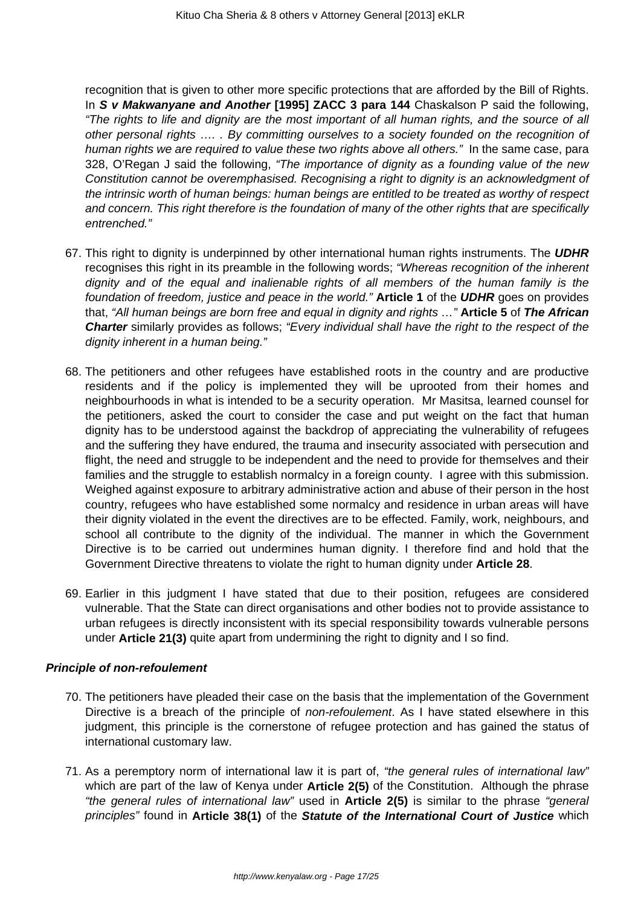recognition that is given to other more specific protections that are afforded by the Bill of Rights. In ***S v Makwanyane and Another* [1995] ZACC 3 para 144** Chaskalson P said the following, *"The rights to life and dignity are the most important of all human rights, and the source of all other personal rights …. . By committing ourselves to a society founded on the recognition of human rights we are required to value these two rights above all others."* In the same case, para 328, O'Regan J said the following, *"The importance of dignity as a founding value of the new Constitution cannot be overemphasised. Recognising a right to dignity is an acknowledgment of the intrinsic worth of human beings: human beings are entitled to be treated as worthy of respect and concern. This right therefore is the foundation of many of the other rights that are specifically entrenched."*

67. This right to dignity is underpinned by other international human rights instruments. The ***UDHR*** recognises this right in its preamble in the following words; *"Whereas recognition of the inherent dignity and of the equal and inalienable rights of all members of the human family is the foundation of freedom, justice and peace in the world."* **Article 1** of the ***UDHR*** goes on provides that, *"All human beings are born free and equal in dignity and rights …"* **Article 5** of ***The African Charter*** similarly provides as follows; *"Every individual shall have the right to the respect of the dignity inherent in a human being."*

68. The petitioners and other refugees have established roots in the country and are productive residents and if the policy is implemented they will be uprooted from their homes and neighbourhoods in what is intended to be a security operation. Mr Masitsa, learned counsel for the petitioners, asked the court to consider the case and put weight on the fact that human dignity has to be understood against the backdrop of appreciating the vulnerability of refugees and the suffering they have endured, the trauma and insecurity associated with persecution and flight, the need and struggle to be independent and the need to provide for themselves and their families and the struggle to establish normalcy in a foreign county. I agree with this submission. Weighed against exposure to arbitrary administrative action and abuse of their person in the host country, refugees who have established some normalcy and residence in urban areas will have their dignity violated in the event the directives are to be effected. Family, work, neighbours, and school all contribute to the dignity of the individual. The manner in which the Government Directive is to be carried out undermines human dignity. I therefore find and hold that the Government Directive threatens to violate the right to human dignity under **Article 28**.

69. Earlier in this judgment I have stated that due to their position, refugees are considered vulnerable. That the State can direct organisations and other bodies not to provide assistance to urban refugees is directly inconsistent with its special responsibility towards vulnerable persons under **Article 21(3)** quite apart from undermining the right to dignity and I so find.

***Principle of non-refoulement***

70. The petitioners have pleaded their case on the basis that the implementation of the Government Directive is a breach of the principle of *non-refoulement*. As I have stated elsewhere in this judgment, this principle is the cornerstone of refugee protection and has gained the status of international customary law.

71. As a peremptory norm of international law it is part of, *"the general rules of international law"* which are part of the law of Kenya under **Article 2(5)** of the Constitution. Although the phrase *"the general rules of international law"* used in **Article 2(5)** is similar to the phrase *"general principles"* found in **Article 38(1)** of the ***Statute of the International Court of Justice*** which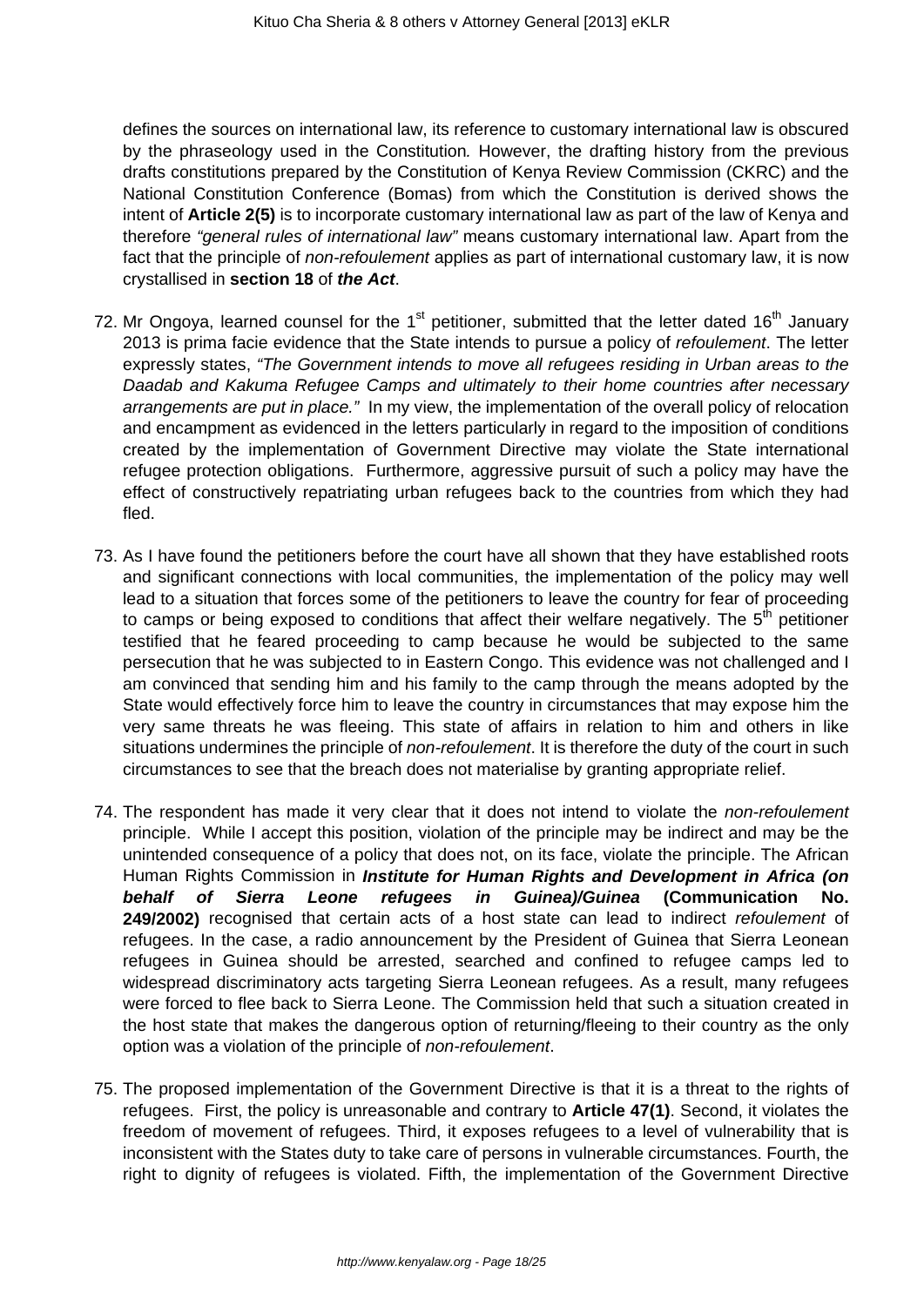defines the sources on international law, its reference to customary international law is obscured by the phraseology used in the Constitution*.* However, the drafting history from the previous drafts constitutions prepared by the Constitution of Kenya Review Commission (CKRC) and the National Constitution Conference (Bomas) from which the Constitution is derived shows the intent of **Article 2(5)** is to incorporate customary international law as part of the law of Kenya and therefore *"general rules of international law"* means customary international law. Apart from the fact that the principle of *non-refoulement* applies as part of international customary law, it is now crystallised in **section 18** of ***the Act***.

72. Mr Ongoya, learned counsel for the 1st petitioner, submitted that the letter dated 16th January 2013 is prima facie evidence that the State intends to pursue a policy of *refoulement*. The letter expressly states, *"The Government intends to move all refugees residing in Urban areas to the Daadab and Kakuma Refugee Camps and ultimately to their home countries after necessary arrangements are put in place."* In my view, the implementation of the overall policy of relocation and encampment as evidenced in the letters particularly in regard to the imposition of conditions created by the implementation of Government Directive may violate the State international refugee protection obligations. Furthermore, aggressive pursuit of such a policy may have the effect of constructively repatriating urban refugees back to the countries from which they had fled.

73. As I have found the petitioners before the court have all shown that they have established roots and significant connections with local communities, the implementation of the policy may well lead to a situation that forces some of the petitioners to leave the country for fear of proceeding to camps or being exposed to conditions that affect their welfare negatively. The 5th petitioner testified that he feared proceeding to camp because he would be subjected to the same persecution that he was subjected to in Eastern Congo. This evidence was not challenged and I am convinced that sending him and his family to the camp through the means adopted by the State would effectively force him to leave the country in circumstances that may expose him the very same threats he was fleeing. This state of affairs in relation to him and others in like situations undermines the principle of *non-refoulement*. It is therefore the duty of the court in such circumstances to see that the breach does not materialise by granting appropriate relief.

74. The respondent has made it very clear that it does not intend to violate the *non-refoulement* principle. While I accept this position, violation of the principle may be indirect and may be the unintended consequence of a policy that does not, on its face, violate the principle. The African Human Rights Commission in ***Institute for Human Rights and Development in Africa (on behalf of Sierra Leone refugees in Guinea)/Guinea*** **(Communication No. 249/2002)** recognised that certain acts of a host state can lead to indirect *refoulement* of refugees. In the case, a radio announcement by the President of Guinea that Sierra Leonean refugees in Guinea should be arrested, searched and confined to refugee camps led to widespread discriminatory acts targeting Sierra Leonean refugees. As a result, many refugees were forced to flee back to Sierra Leone. The Commission held that such a situation created in the host state that makes the dangerous option of returning/fleeing to their country as the only option was a violation of the principle of *non-refoulement*.

75. The proposed implementation of the Government Directive is that it is a threat to the rights of refugees. First, the policy is unreasonable and contrary to **Article 47(1)**. Second, it violates the freedom of movement of refugees. Third, it exposes refugees to a level of vulnerability that is inconsistent with the States duty to take care of persons in vulnerable circumstances. Fourth, the right to dignity of refugees is violated. Fifth, the implementation of the Government Directive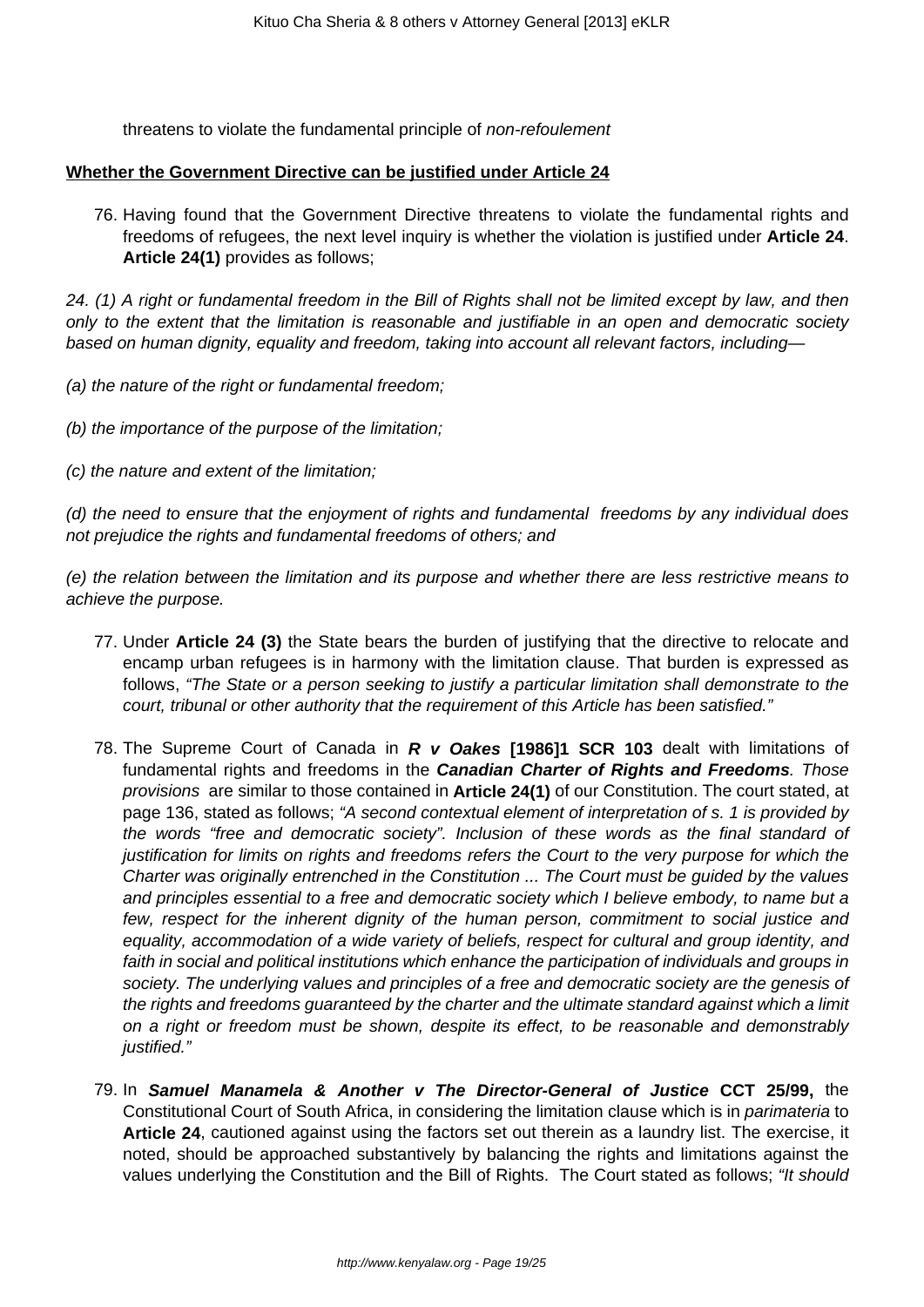threatens to violate the fundamental principle of *non-refoulement*

**Whether the Government Directive can be justified under Article 24**

76. Having found that the Government Directive threatens to violate the fundamental rights and freedoms of refugees, the next level inquiry is whether the violation is justified under **Article 24**. **Article 24(1)** provides as follows;

*24. (1) A right or fundamental freedom in the Bill of Rights shall not be limited except by law, and then only to the extent that the limitation is reasonable and justifiable in an open and democratic society based on human dignity, equality and freedom, taking into account all relevant factors, including—*

*(a) the nature of the right or fundamental freedom;*

*(b) the importance of the purpose of the limitation;*

*(c) the nature and extent of the limitation;*

*(d) the need to ensure that the enjoyment of rights and fundamental freedoms by any individual does not prejudice the rights and fundamental freedoms of others; and*

*(e) the relation between the limitation and its purpose and whether there are less restrictive means to achieve the purpose.*

77. Under **Article 24 (3)** the State bears the burden of justifying that the directive to relocate and encamp urban refugees is in harmony with the limitation clause. That burden is expressed as follows, *"The State or a person seeking to justify a particular limitation shall demonstrate to the court, tribunal or other authority that the requirement of this Article has been satisfied."*

78. The Supreme Court of Canada in ***R v Oakes* [1986]1 SCR 103** dealt with limitations of fundamental rights and freedoms in the ***Canadian Charter of Rights and Freedoms**. Those provisions* are similar to those contained in **Article 24(1)** of our Constitution. The court stated, at page 136, stated as follows; *"A second contextual element of interpretation of s. 1 is provided by the words "free and democratic society". Inclusion of these words as the final standard of justification for limits on rights and freedoms refers the Court to the very purpose for which the Charter was originally entrenched in the Constitution ... The Court must be guided by the values and principles essential to a free and democratic society which I believe embody, to name but a few, respect for the inherent dignity of the human person, commitment to social justice and equality, accommodation of a wide variety of beliefs, respect for cultural and group identity, and faith in social and political institutions which enhance the participation of individuals and groups in society. The underlying values and principles of a free and democratic society are the genesis of the rights and freedoms guaranteed by the charter and the ultimate standard against which a limit on a right or freedom must be shown, despite its effect, to be reasonable and demonstrably justified."*

79. In ***Samuel Manamela & Another v The Director-General of Justice* CCT 25/99,** the Constitutional Court of South Africa, in considering the limitation clause which is in *parimateria* to **Article 24**, cautioned against using the factors set out therein as a laundry list. The exercise, it noted, should be approached substantively by balancing the rights and limitations against the values underlying the Constitution and the Bill of Rights. The Court stated as follows; *"It should*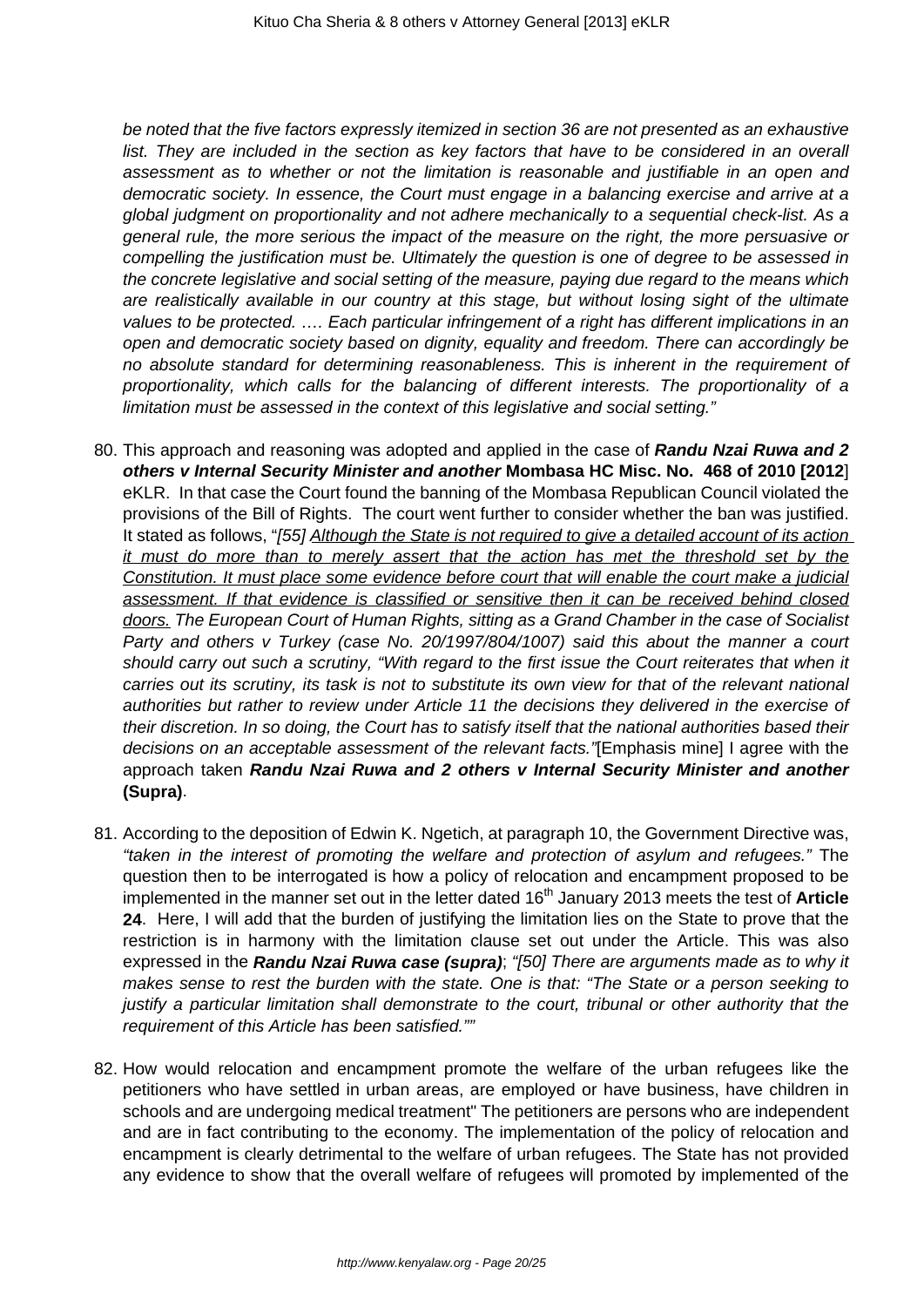*be noted that the five factors expressly itemized in section 36 are not presented as an exhaustive list. They are included in the section as key factors that have to be considered in an overall assessment as to whether or not the limitation is reasonable and justifiable in an open and democratic society. In essence, the Court must engage in a balancing exercise and arrive at a global judgment on proportionality and not adhere mechanically to a sequential check-list. As a general rule, the more serious the impact of the measure on the right, the more persuasive or compelling the justification must be. Ultimately the question is one of degree to be assessed in the concrete legislative and social setting of the measure, paying due regard to the means which are realistically available in our country at this stage, but without losing sight of the ultimate values to be protected. …. Each particular infringement of a right has different implications in an open and democratic society based on dignity, equality and freedom. There can accordingly be no absolute standard for determining reasonableness. This is inherent in the requirement of proportionality, which calls for the balancing of different interests. The proportionality of a limitation must be assessed in the context of this legislative and social setting."*

80. This approach and reasoning was adopted and applied in the case of ***Randu Nzai Ruwa and 2 others v Internal Security Minister and another*** **Mombasa HC Misc. No. 468 of 2010 [2012**] eKLR. In that case the Court found the banning of the Mombasa Republican Council violated the provisions of the Bill of Rights. The court went further to consider whether the ban was justified. It stated as follows, "*[55] <u>Although the State is not required to give a detailed account of its action it must do more than to merely assert that the action has met the threshold set by the Constitution. It must place some evidence before court that will enable the court make a judicial assessment. If that evidence is classified or sensitive then it can be received behind closed doors.</u> The European Court of Human Rights, sitting as a Grand Chamber in the case of Socialist Party and others v Turkey (case No. 20/1997/804/1007) said this about the manner a court should carry out such a scrutiny, "With regard to the first issue the Court reiterates that when it carries out its scrutiny, its task is not to substitute its own view for that of the relevant national authorities but rather to review under Article 11 the decisions they delivered in the exercise of their discretion. In so doing, the Court has to satisfy itself that the national authorities based their decisions on an acceptable assessment of the relevant facts."*[Emphasis mine] I agree with the approach taken ***Randu Nzai Ruwa and 2 others v Internal Security Minister and another*** **(Supra)**.

81. According to the deposition of Edwin K. Ngetich, at paragraph 10, the Government Directive was, *"taken in the interest of promoting the welfare and protection of asylum and refugees."* The question then to be interrogated is how a policy of relocation and encampment proposed to be implemented in the manner set out in the letter dated 16th January 2013 meets the test of **Article 24**. Here, I will add that the burden of justifying the limitation lies on the State to prove that the restriction is in harmony with the limitation clause set out under the Article. This was also expressed in the ***Randu Nzai Ruwa case (supra)***; *"[50] There are arguments made as to why it makes sense to rest the burden with the state. One is that: "The State or a person seeking to justify a particular limitation shall demonstrate to the court, tribunal or other authority that the requirement of this Article has been satisfied.""*

82. How would relocation and encampment promote the welfare of the urban refugees like the petitioners who have settled in urban areas, are employed or have business, have children in schools and are undergoing medical treatment" The petitioners are persons who are independent and are in fact contributing to the economy. The implementation of the policy of relocation and encampment is clearly detrimental to the welfare of urban refugees. The State has not provided any evidence to show that the overall welfare of refugees will promoted by implemented of the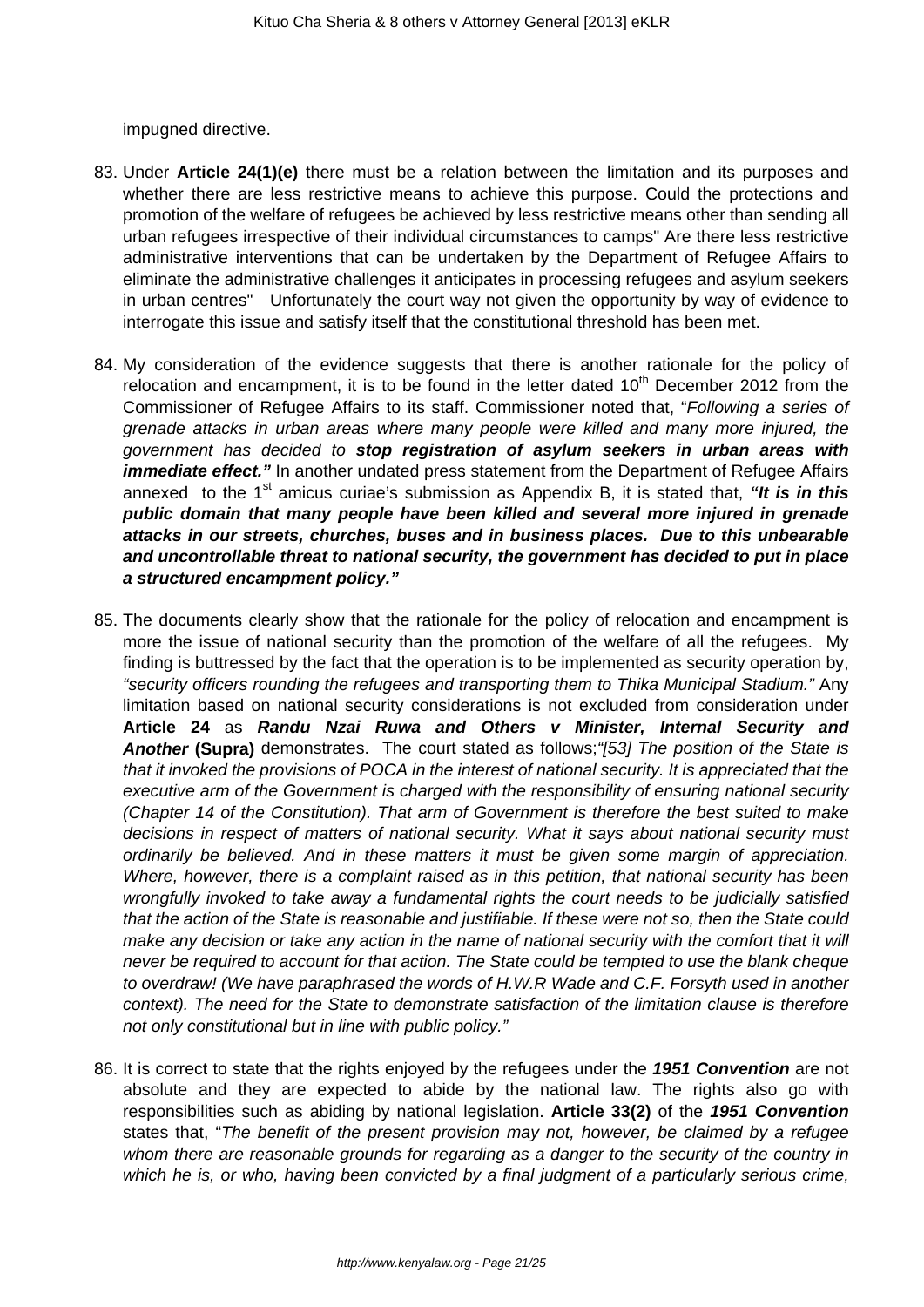impugned directive.

83. Under **Article 24(1)(e)** there must be a relation between the limitation and its purposes and whether there are less restrictive means to achieve this purpose. Could the protections and promotion of the welfare of refugees be achieved by less restrictive means other than sending all urban refugees irrespective of their individual circumstances to camps" Are there less restrictive administrative interventions that can be undertaken by the Department of Refugee Affairs to eliminate the administrative challenges it anticipates in processing refugees and asylum seekers in urban centres" Unfortunately the court way not given the opportunity by way of evidence to interrogate this issue and satisfy itself that the constitutional threshold has been met.

84. My consideration of the evidence suggests that there is another rationale for the policy of relocation and encampment, it is to be found in the letter dated 10th December 2012 from the Commissioner of Refugee Affairs to its staff. Commissioner noted that, "*Following a series of grenade attacks in urban areas where many people were killed and many more injured, the government has decided to* ***stop registration of asylum seekers in urban areas with immediate effect.****"* In another undated press statement from the Department of Refugee Affairs annexed to the 1st amicus curiae's submission as Appendix B, it is stated that, ***"It is in this public domain that many people have been killed and several more injured in grenade attacks in our streets, churches, buses and in business places. Due to this unbearable and uncontrollable threat to national security, the government has decided to put in place a structured encampment policy."***

85. The documents clearly show that the rationale for the policy of relocation and encampment is more the issue of national security than the promotion of the welfare of all the refugees. My finding is buttressed by the fact that the operation is to be implemented as security operation by, *"security officers rounding the refugees and transporting them to Thika Municipal Stadium."* Any limitation based on national security considerations is not excluded from consideration under **Article 24** as ***Randu Nzai Ruwa and Others v Minister, Internal Security and Another*** **(Supra)** demonstrates. The court stated as follows;*"[53] The position of the State is that it invoked the provisions of POCA in the interest of national security. It is appreciated that the executive arm of the Government is charged with the responsibility of ensuring national security (Chapter 14 of the Constitution). That arm of Government is therefore the best suited to make decisions in respect of matters of national security. What it says about national security must ordinarily be believed. And in these matters it must be given some margin of appreciation. Where, however, there is a complaint raised as in this petition, that national security has been wrongfully invoked to take away a fundamental rights the court needs to be judicially satisfied that the action of the State is reasonable and justifiable. If these were not so, then the State could make any decision or take any action in the name of national security with the comfort that it will never be required to account for that action. The State could be tempted to use the blank cheque to overdraw! (We have paraphrased the words of H.W.R Wade and C.F. Forsyth used in another context). The need for the State to demonstrate satisfaction of the limitation clause is therefore not only constitutional but in line with public policy."*

86. It is correct to state that the rights enjoyed by the refugees under the ***1951 Convention*** are not absolute and they are expected to abide by the national law. The rights also go with responsibilities such as abiding by national legislation. **Article 33(2)** of the ***1951 Convention*** states that, "*The benefit of the present provision may not, however, be claimed by a refugee whom there are reasonable grounds for regarding as a danger to the security of the country in which he is, or who, having been convicted by a final judgment of a particularly serious crime,*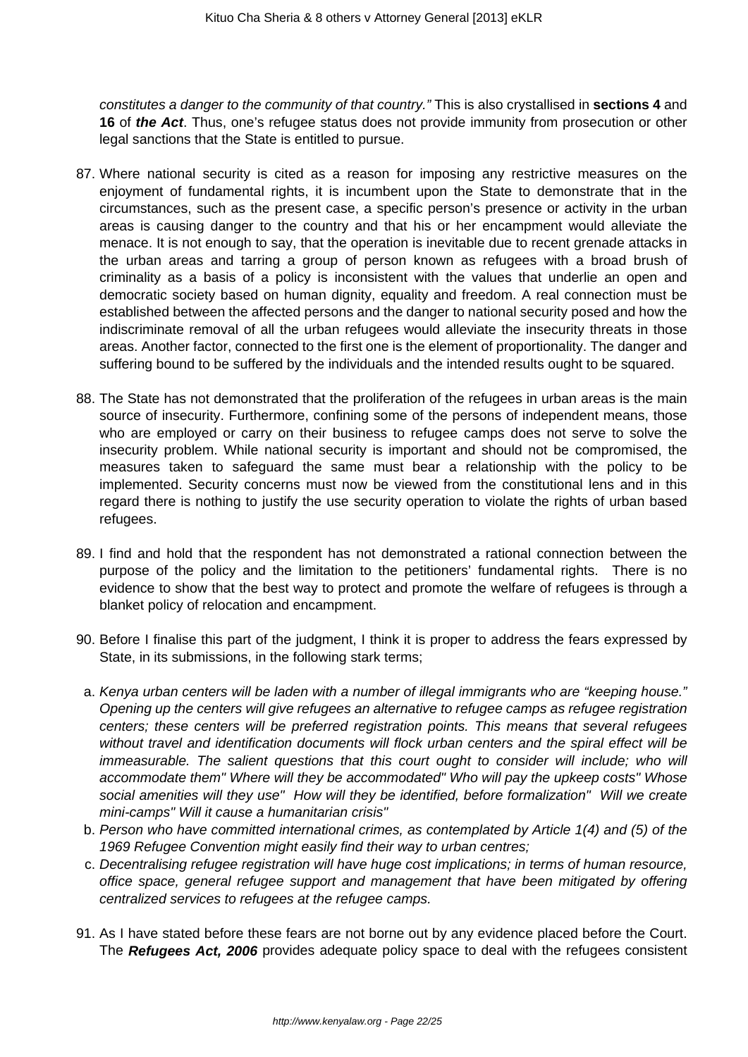*constitutes a danger to the community of that country."* This is also crystallised in **sections 4** and **16** of ***the Act***. Thus, one's refugee status does not provide immunity from prosecution or other legal sanctions that the State is entitled to pursue.

87. Where national security is cited as a reason for imposing any restrictive measures on the enjoyment of fundamental rights, it is incumbent upon the State to demonstrate that in the circumstances, such as the present case, a specific person's presence or activity in the urban areas is causing danger to the country and that his or her encampment would alleviate the menace. It is not enough to say, that the operation is inevitable due to recent grenade attacks in the urban areas and tarring a group of person known as refugees with a broad brush of criminality as a basis of a policy is inconsistent with the values that underlie an open and democratic society based on human dignity, equality and freedom. A real connection must be established between the affected persons and the danger to national security posed and how the indiscriminate removal of all the urban refugees would alleviate the insecurity threats in those areas. Another factor, connected to the first one is the element of proportionality. The danger and suffering bound to be suffered by the individuals and the intended results ought to be squared.

88. The State has not demonstrated that the proliferation of the refugees in urban areas is the main source of insecurity. Furthermore, confining some of the persons of independent means, those who are employed or carry on their business to refugee camps does not serve to solve the insecurity problem. While national security is important and should not be compromised, the measures taken to safeguard the same must bear a relationship with the policy to be implemented. Security concerns must now be viewed from the constitutional lens and in this regard there is nothing to justify the use security operation to violate the rights of urban based refugees.

89. I find and hold that the respondent has not demonstrated a rational connection between the purpose of the policy and the limitation to the petitioners' fundamental rights. There is no evidence to show that the best way to protect and promote the welfare of refugees is through a blanket policy of relocation and encampment.

90. Before I finalise this part of the judgment, I think it is proper to address the fears expressed by State, in its submissions, in the following stark terms;

    a. *Kenya urban centers will be laden with a number of illegal immigrants who are "keeping house." Opening up the centers will give refugees an alternative to refugee camps as refugee registration centers; these centers will be preferred registration points. This means that several refugees without travel and identification documents will flock urban centers and the spiral effect will be immeasurable. The salient questions that this court ought to consider will include; who will accommodate them" Where will they be accommodated" Who will pay the upkeep costs" Whose social amenities will they use" How will they be identified, before formalization" Will we create mini-camps" Will it cause a humanitarian crisis"*
    b. *Person who have committed international crimes, as contemplated by Article 1(4) and (5) of the 1969 Refugee Convention might easily find their way to urban centres;*
    c. *Decentralising refugee registration will have huge cost implications; in terms of human resource, office space, general refugee support and management that have been mitigated by offering centralized services to refugees at the refugee camps.*

91. As I have stated before these fears are not borne out by any evidence placed before the Court. The ***Refugees Act, 2006*** provides adequate policy space to deal with the refugees consistent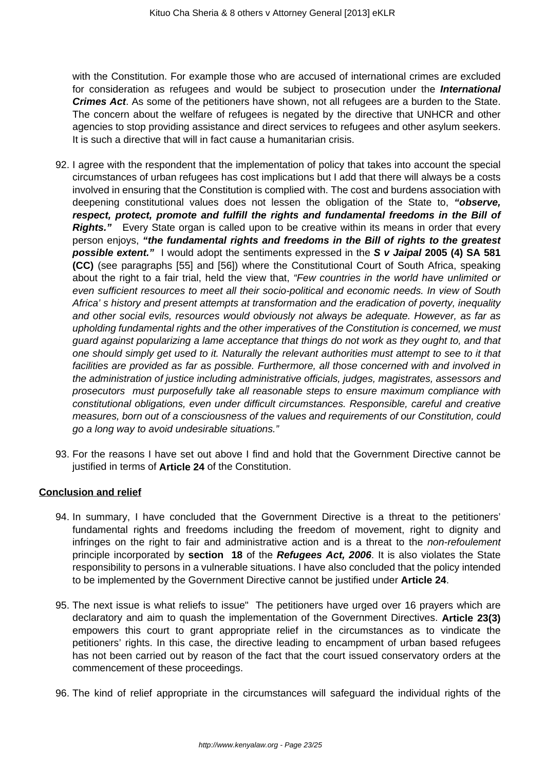with the Constitution. For example those who are accused of international crimes are excluded for consideration as refugees and would be subject to prosecution under the ***International Crimes Act***. As some of the petitioners have shown, not all refugees are a burden to the State. The concern about the welfare of refugees is negated by the directive that UNHCR and other agencies to stop providing assistance and direct services to refugees and other asylum seekers. It is such a directive that will in fact cause a humanitarian crisis.

92. I agree with the respondent that the implementation of policy that takes into account the special circumstances of urban refugees has cost implications but I add that there will always be a costs involved in ensuring that the Constitution is complied with. The cost and burdens association with deepening constitutional values does not lessen the obligation of the State to, ***"observe, respect, protect, promote and fulfill the rights and fundamental freedoms in the Bill of Rights."*** Every State organ is called upon to be creative within its means in order that every person enjoys, ***"the fundamental rights and freedoms in the Bill of rights to the greatest possible extent."*** I would adopt the sentiments expressed in the ***S v Jaipal* 2005 (4) SA 581 (CC)** (see paragraphs [55] and [56]) where the Constitutional Court of South Africa, speaking about the right to a fair trial, held the view that, *"Few countries in the world have unlimited or even sufficient resources to meet all their socio-political and economic needs. In view of South Africa' s history and present attempts at transformation and the eradication of poverty, inequality and other social evils, resources would obviously not always be adequate. However, as far as upholding fundamental rights and the other imperatives of the Constitution is concerned, we must guard against popularizing a lame acceptance that things do not work as they ought to, and that one should simply get used to it. Naturally the relevant authorities must attempt to see to it that facilities are provided as far as possible. Furthermore, all those concerned with and involved in the administration of justice including administrative officials, judges, magistrates, assessors and prosecutors must purposefully take all reasonable steps to ensure maximum compliance with constitutional obligations, even under difficult circumstances. Responsible, careful and creative measures, born out of a consciousness of the values and requirements of our Constitution, could go a long way to avoid undesirable situations."*

93. For the reasons I have set out above I find and hold that the Government Directive cannot be justified in terms of **Article 24** of the Constitution.

## Conclusion and relief

94. In summary, I have concluded that the Government Directive is a threat to the petitioners' fundamental rights and freedoms including the freedom of movement, right to dignity and infringes on the right to fair and administrative action and is a threat to the *non-refoulement* principle incorporated by **section 18** of the ***Refugees Act, 2006***. It is also violates the State responsibility to persons in a vulnerable situations. I have also concluded that the policy intended to be implemented by the Government Directive cannot be justified under **Article 24**.

95. The next issue is what reliefs to issue" The petitioners have urged over 16 prayers which are declaratory and aim to quash the implementation of the Government Directives. **Article 23(3)** empowers this court to grant appropriate relief in the circumstances as to vindicate the petitioners' rights. In this case, the directive leading to encampment of urban based refugees has not been carried out by reason of the fact that the court issued conservatory orders at the commencement of these proceedings.

96. The kind of relief appropriate in the circumstances will safeguard the individual rights of the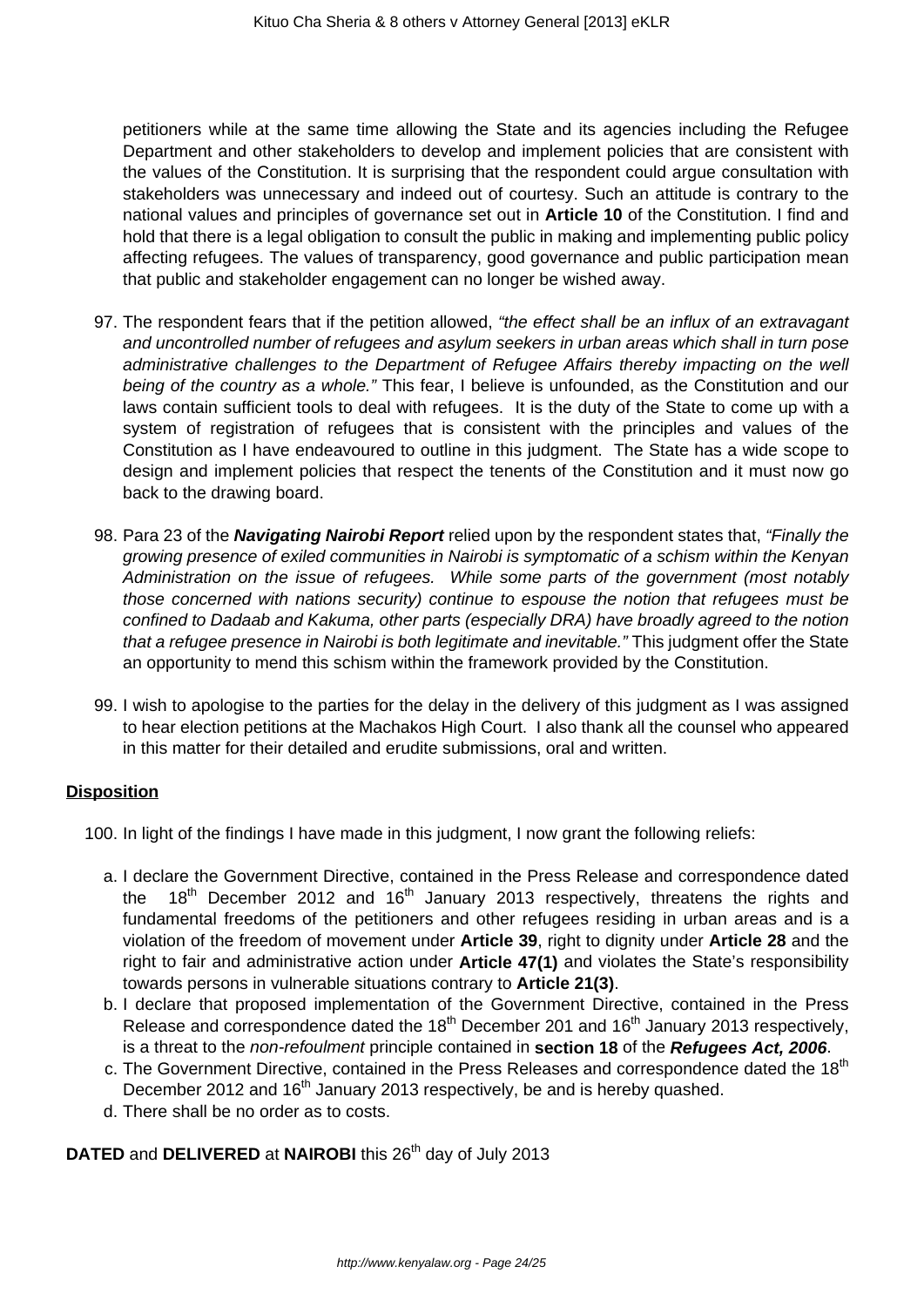petitioners while at the same time allowing the State and its agencies including the Refugee Department and other stakeholders to develop and implement policies that are consistent with the values of the Constitution. It is surprising that the respondent could argue consultation with stakeholders was unnecessary and indeed out of courtesy. Such an attitude is contrary to the national values and principles of governance set out in **Article 10** of the Constitution. I find and hold that there is a legal obligation to consult the public in making and implementing public policy affecting refugees. The values of transparency, good governance and public participation mean that public and stakeholder engagement can no longer be wished away.

97. The respondent fears that if the petition allowed, *"the effect shall be an influx of an extravagant and uncontrolled number of refugees and asylum seekers in urban areas which shall in turn pose administrative challenges to the Department of Refugee Affairs thereby impacting on the well being of the country as a whole."* This fear, I believe is unfounded, as the Constitution and our laws contain sufficient tools to deal with refugees. It is the duty of the State to come up with a system of registration of refugees that is consistent with the principles and values of the Constitution as I have endeavoured to outline in this judgment. The State has a wide scope to design and implement policies that respect the tenents of the Constitution and it must now go back to the drawing board.

98. Para 23 of the ***Navigating Nairobi Report*** relied upon by the respondent states that, *"Finally the growing presence of exiled communities in Nairobi is symptomatic of a schism within the Kenyan Administration on the issue of refugees. While some parts of the government (most notably those concerned with nations security) continue to espouse the notion that refugees must be confined to Dadaab and Kakuma, other parts (especially DRA) have broadly agreed to the notion that a refugee presence in Nairobi is both legitimate and inevitable."* This judgment offer the State an opportunity to mend this schism within the framework provided by the Constitution.

99. I wish to apologise to the parties for the delay in the delivery of this judgment as I was assigned to hear election petitions at the Machakos High Court. I also thank all the counsel who appeared in this matter for their detailed and erudite submissions, oral and written.

## Disposition

100. In light of the findings I have made in this judgment, I now grant the following reliefs:

   a. I declare the Government Directive, contained in the Press Release and correspondence dated the 18th December 2012 and 16th January 2013 respectively, threatens the rights and fundamental freedoms of the petitioners and other refugees residing in urban areas and is a violation of the freedom of movement under **Article 39**, right to dignity under **Article 28** and the right to fair and administrative action under **Article 47(1)** and violates the State's responsibility towards persons in vulnerable situations contrary to **Article 21(3)**.

   b. I declare that proposed implementation of the Government Directive, contained in the Press Release and correspondence dated the 18th December 201 and 16th January 2013 respectively, is a threat to the *non-refoulment* principle contained in **section 18** of the ***Refugees Act, 2006***.

   c. The Government Directive, contained in the Press Releases and correspondence dated the 18th December 2012 and 16th January 2013 respectively, be and is hereby quashed.

   d. There shall be no order as to costs.

**DATED** and **DELIVERED** at **NAIROBI** this 26th day of July 2013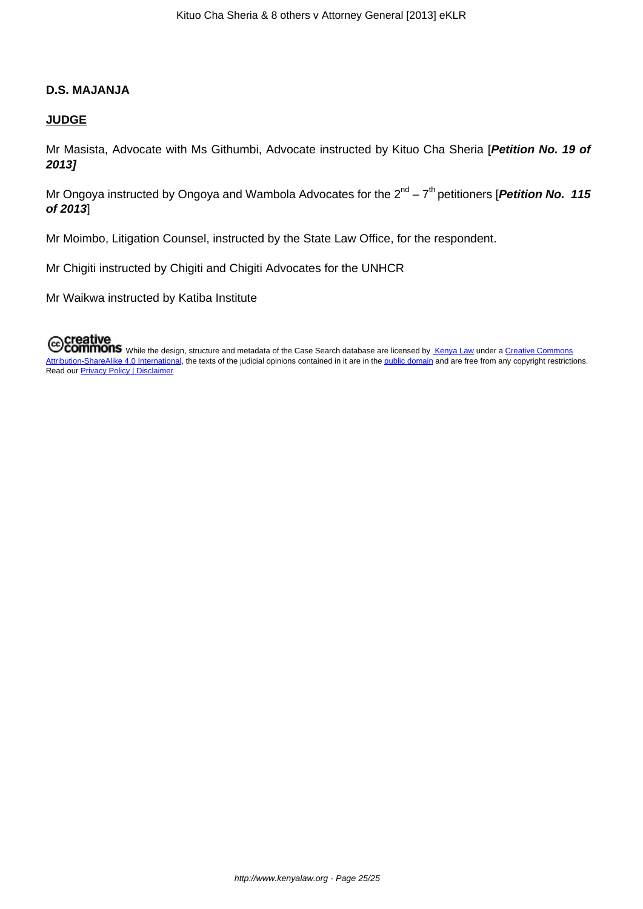**D.S. MAJANJA**

**JUDGE**

Mr Masista, Advocate with Ms Githumbi, Advocate instructed by Kituo Cha Sheria [***Petition No. 19 of 2013]***

Mr Ongoya instructed by Ongoya and Wambola Advocates for the 2nd – 7th petitioners [***Petition No. 115 of 2013***]

Mr Moimbo, Litigation Counsel, instructed by the State Law Office, for the respondent.

Mr Chigiti instructed by Chigiti and Chigiti Advocates for the UNHCR

Mr Waikwa instructed by Katiba Institute

While the design, structure and metadata of the Case Search database are licensed by Kenya Law under a Creative Commons Attribution-ShareAlike 4.0 International, the texts of the judicial opinions contained in it are in the public domain and are free from any copyright restrictions. Read our Privacy Policy | Disclaimer